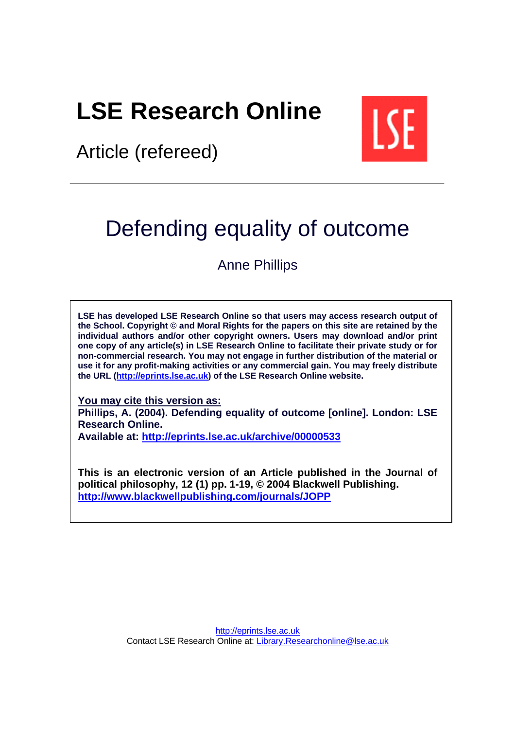# LSE Research Online

Article (refereed)

# Defending equality of outcome

Anne Phillips

**LSE has developed LSE Research Online so that users may access research output of the School. Copyright © and Moral Rights for the papers on this site are retained by the individual authors and/or other copyright owners. Users may download and/or print one copy of any article(s) in LSE Research Online to facilitate their private study or for non-commercial research. You may not engage in further distribution of the material or use it for any profit-making activities or any commercial gain. You may freely distribute the URL (http://eprints.lse.ac.uk) of the LSE Research Online website.**

**You may cite this version as:**
**Phillips, A. (2004). Defending equality of outcome [online]. London: LSE Research Online.**
**Available at: http://eprints.lse.ac.uk/archive/00000533**

**This is an electronic version of an Article published in the Journal of political philosophy, 12 (1) pp. 1-19, © 2004 Blackwell Publishing. http://www.blackwellpublishing.com/journals/JOPP**

http://eprints.lse.ac.uk
Contact LSE Research Online at: Library.Researchonline@lse.ac.uk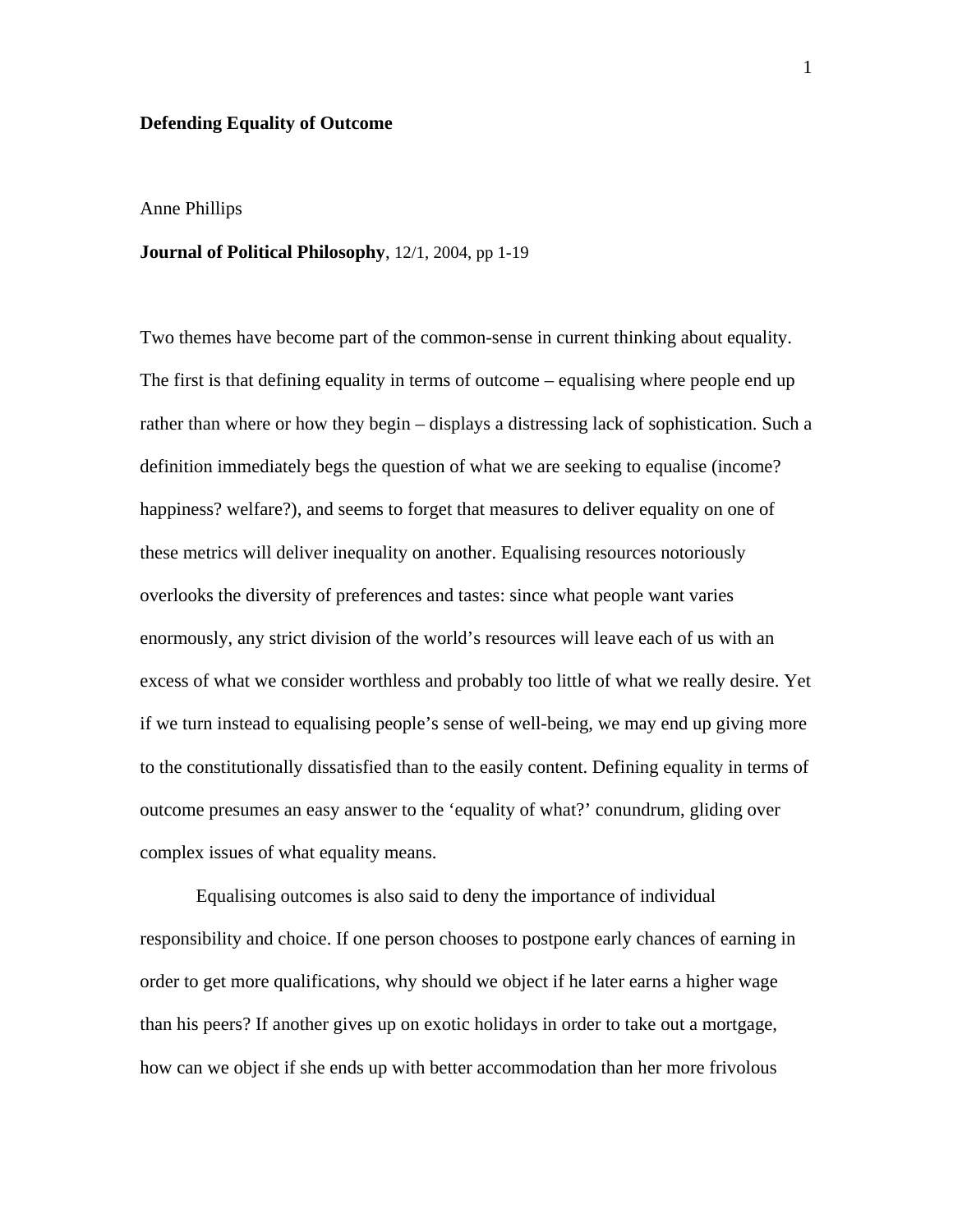**Defending Equality of Outcome**

Anne Phillips

**Journal of Political Philosophy**, 12/1, 2004, pp 1-19

Two themes have become part of the common-sense in current thinking about equality. The first is that defining equality in terms of outcome – equalising where people end up rather than where or how they begin – displays a distressing lack of sophistication. Such a definition immediately begs the question of what we are seeking to equalise (income? happiness? welfare?), and seems to forget that measures to deliver equality on one of these metrics will deliver inequality on another. Equalising resources notoriously overlooks the diversity of preferences and tastes: since what people want varies enormously, any strict division of the world's resources will leave each of us with an excess of what we consider worthless and probably too little of what we really desire. Yet if we turn instead to equalising people's sense of well-being, we may end up giving more to the constitutionally dissatisfied than to the easily content. Defining equality in terms of outcome presumes an easy answer to the 'equality of what?' conundrum, gliding over complex issues of what equality means.

Equalising outcomes is also said to deny the importance of individual responsibility and choice. If one person chooses to postpone early chances of earning in order to get more qualifications, why should we object if he later earns a higher wage than his peers? If another gives up on exotic holidays in order to take out a mortgage, how can we object if she ends up with better accommodation than her more frivolous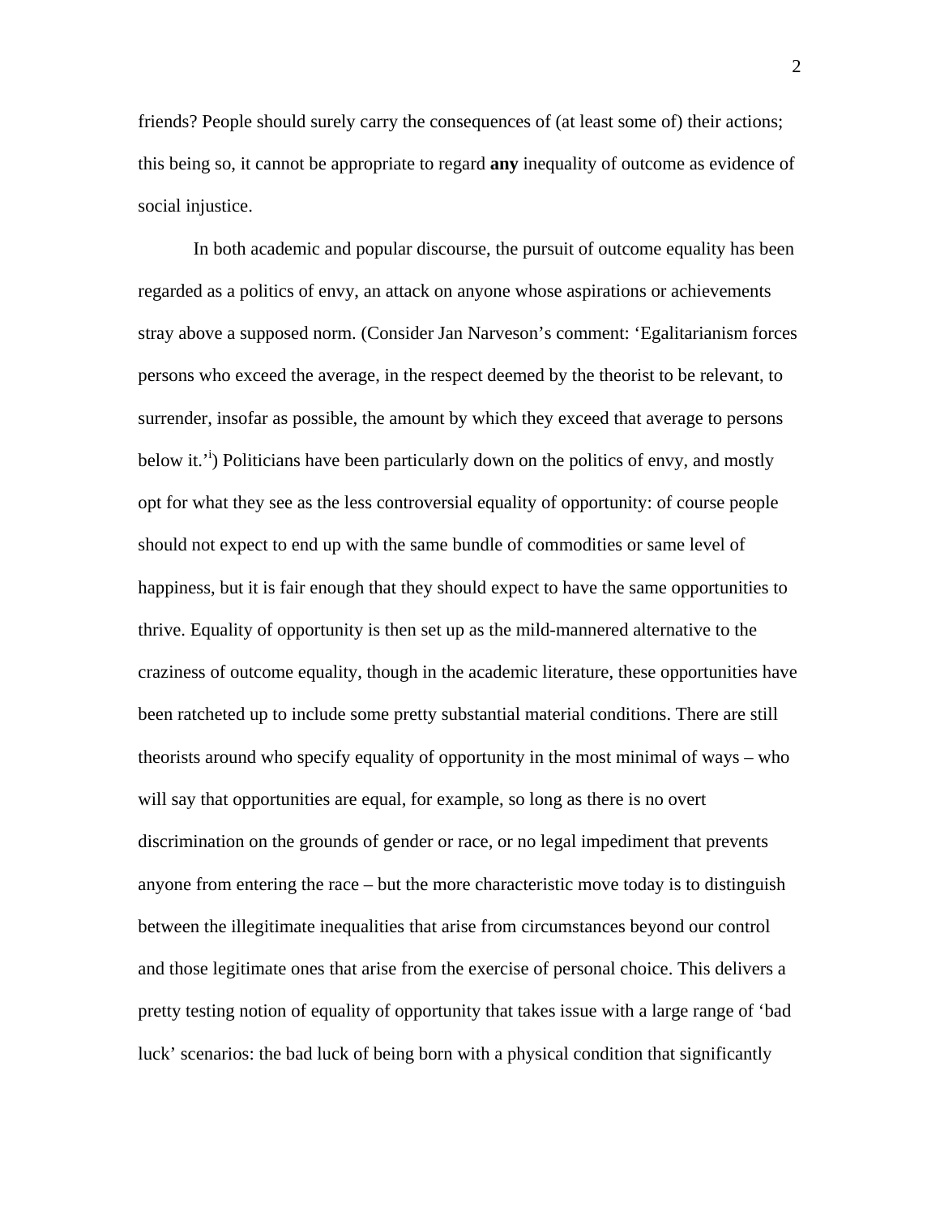friends? People should surely carry the consequences of (at least some of) their actions; this being so, it cannot be appropriate to regard **any** inequality of outcome as evidence of social injustice.

In both academic and popular discourse, the pursuit of outcome equality has been regarded as a politics of envy, an attack on anyone whose aspirations or achievements stray above a supposed norm. (Consider Jan Narveson's comment: 'Egalitarianism forces persons who exceed the average, in the respect deemed by the theorist to be relevant, to surrender, insofar as possible, the amount by which they exceed that average to persons below it.'[i]) Politicians have been particularly down on the politics of envy, and mostly opt for what they see as the less controversial equality of opportunity: of course people should not expect to end up with the same bundle of commodities or same level of happiness, but it is fair enough that they should expect to have the same opportunities to thrive. Equality of opportunity is then set up as the mild-mannered alternative to the craziness of outcome equality, though in the academic literature, these opportunities have been ratcheted up to include some pretty substantial material conditions. There are still theorists around who specify equality of opportunity in the most minimal of ways – who will say that opportunities are equal, for example, so long as there is no overt discrimination on the grounds of gender or race, or no legal impediment that prevents anyone from entering the race – but the more characteristic move today is to distinguish between the illegitimate inequalities that arise from circumstances beyond our control and those legitimate ones that arise from the exercise of personal choice. This delivers a pretty testing notion of equality of opportunity that takes issue with a large range of 'bad luck' scenarios: the bad luck of being born with a physical condition that significantly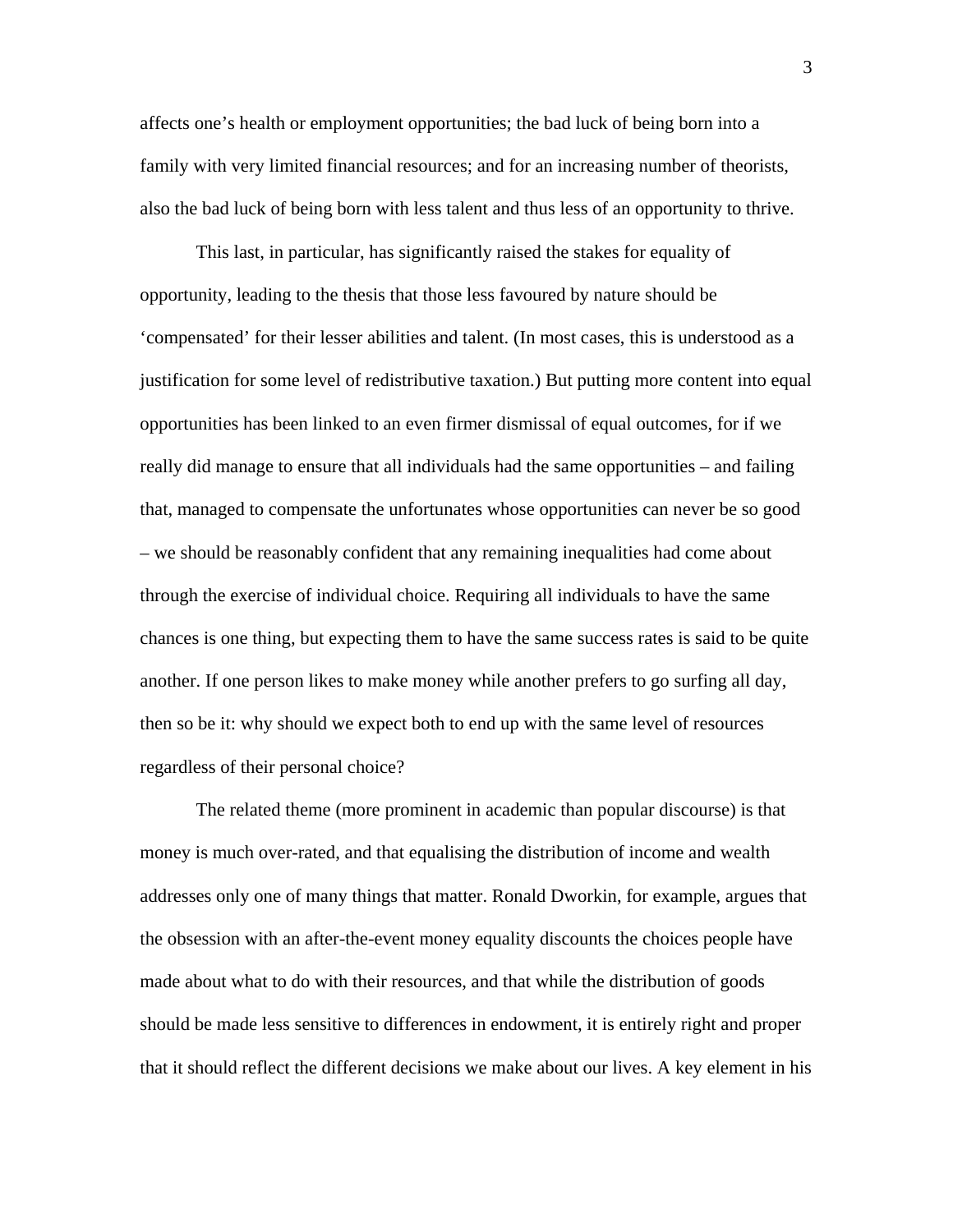affects one's health or employment opportunities; the bad luck of being born into a family with very limited financial resources; and for an increasing number of theorists, also the bad luck of being born with less talent and thus less of an opportunity to thrive.

This last, in particular, has significantly raised the stakes for equality of opportunity, leading to the thesis that those less favoured by nature should be 'compensated' for their lesser abilities and talent. (In most cases, this is understood as a justification for some level of redistributive taxation.) But putting more content into equal opportunities has been linked to an even firmer dismissal of equal outcomes, for if we really did manage to ensure that all individuals had the same opportunities – and failing that, managed to compensate the unfortunates whose opportunities can never be so good – we should be reasonably confident that any remaining inequalities had come about through the exercise of individual choice. Requiring all individuals to have the same chances is one thing, but expecting them to have the same success rates is said to be quite another. If one person likes to make money while another prefers to go surfing all day, then so be it: why should we expect both to end up with the same level of resources regardless of their personal choice?

The related theme (more prominent in academic than popular discourse) is that money is much over-rated, and that equalising the distribution of income and wealth addresses only one of many things that matter. Ronald Dworkin, for example, argues that the obsession with an after-the-event money equality discounts the choices people have made about what to do with their resources, and that while the distribution of goods should be made less sensitive to differences in endowment, it is entirely right and proper that it should reflect the different decisions we make about our lives. A key element in his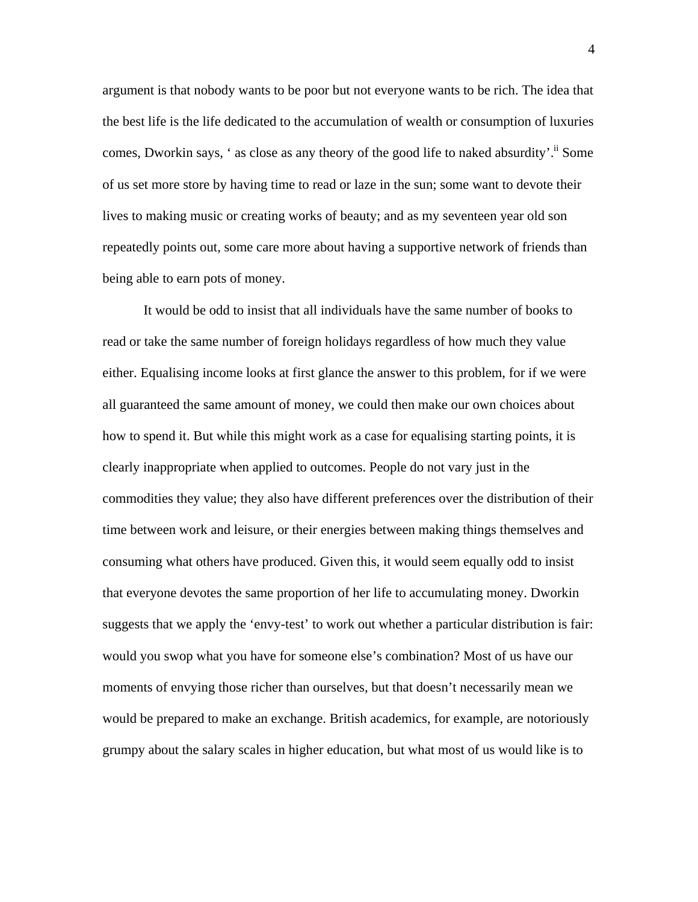argument is that nobody wants to be poor but not everyone wants to be rich. The idea that the best life is the life dedicated to the accumulation of wealth or consumption of luxuries comes, Dworkin says, ' as close as any theory of the good life to naked absurdity'.[ii] Some of us set more store by having time to read or laze in the sun; some want to devote their lives to making music or creating works of beauty; and as my seventeen year old son repeatedly points out, some care more about having a supportive network of friends than being able to earn pots of money.

It would be odd to insist that all individuals have the same number of books to read or take the same number of foreign holidays regardless of how much they value either. Equalising income looks at first glance the answer to this problem, for if we were all guaranteed the same amount of money, we could then make our own choices about how to spend it. But while this might work as a case for equalising starting points, it is clearly inappropriate when applied to outcomes. People do not vary just in the commodities they value; they also have different preferences over the distribution of their time between work and leisure, or their energies between making things themselves and consuming what others have produced. Given this, it would seem equally odd to insist that everyone devotes the same proportion of her life to accumulating money. Dworkin suggests that we apply the 'envy-test' to work out whether a particular distribution is fair: would you swop what you have for someone else's combination? Most of us have our moments of envying those richer than ourselves, but that doesn't necessarily mean we would be prepared to make an exchange. British academics, for example, are notoriously grumpy about the salary scales in higher education, but what most of us would like is to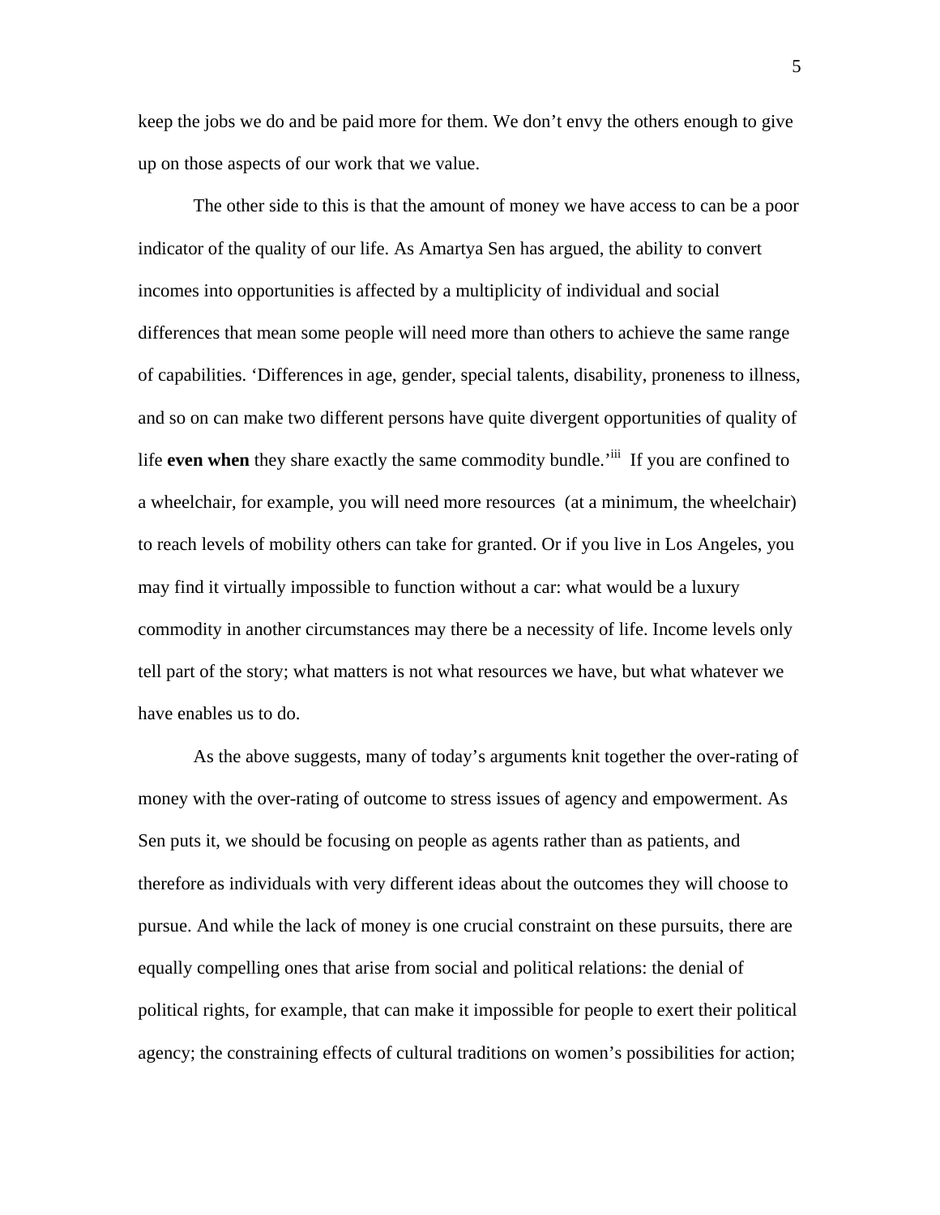keep the jobs we do and be paid more for them. We don't envy the others enough to give up on those aspects of our work that we value.

The other side to this is that the amount of money we have access to can be a poor indicator of the quality of our life. As Amartya Sen has argued, the ability to convert incomes into opportunities is affected by a multiplicity of individual and social differences that mean some people will need more than others to achieve the same range of capabilities. 'Differences in age, gender, special talents, disability, proneness to illness, and so on can make two different persons have quite divergent opportunities of quality of life **even when** they share exactly the same commodity bundle.'[iii] If you are confined to a wheelchair, for example, you will need more resources (at a minimum, the wheelchair) to reach levels of mobility others can take for granted. Or if you live in Los Angeles, you may find it virtually impossible to function without a car: what would be a luxury commodity in another circumstances may there be a necessity of life. Income levels only tell part of the story; what matters is not what resources we have, but what whatever we have enables us to do.

As the above suggests, many of today's arguments knit together the over-rating of money with the over-rating of outcome to stress issues of agency and empowerment. As Sen puts it, we should be focusing on people as agents rather than as patients, and therefore as individuals with very different ideas about the outcomes they will choose to pursue. And while the lack of money is one crucial constraint on these pursuits, there are equally compelling ones that arise from social and political relations: the denial of political rights, for example, that can make it impossible for people to exert their political agency; the constraining effects of cultural traditions on women's possibilities for action;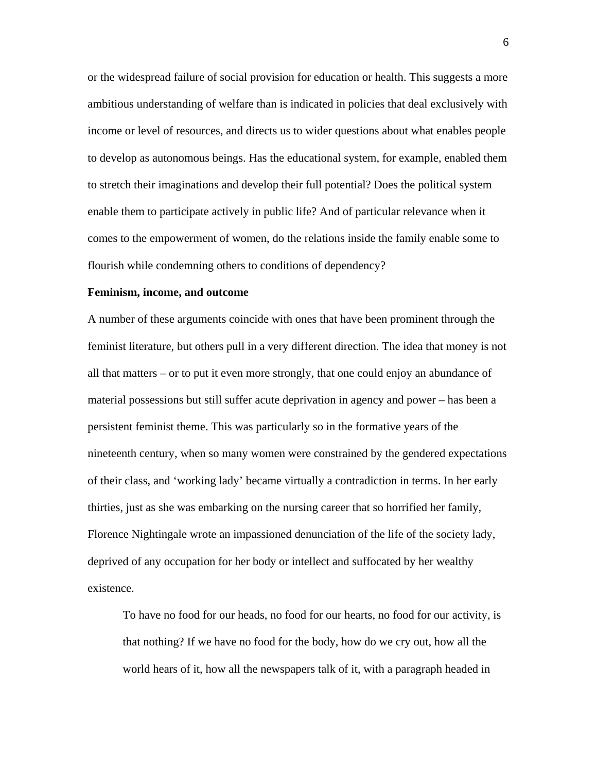or the widespread failure of social provision for education or health. This suggests a more ambitious understanding of welfare than is indicated in policies that deal exclusively with income or level of resources, and directs us to wider questions about what enables people to develop as autonomous beings. Has the educational system, for example, enabled them to stretch their imaginations and develop their full potential? Does the political system enable them to participate actively in public life? And of particular relevance when it comes to the empowerment of women, do the relations inside the family enable some to flourish while condemning others to conditions of dependency?

**Feminism, income, and outcome**

A number of these arguments coincide with ones that have been prominent through the feminist literature, but others pull in a very different direction. The idea that money is not all that matters – or to put it even more strongly, that one could enjoy an abundance of material possessions but still suffer acute deprivation in agency and power – has been a persistent feminist theme. This was particularly so in the formative years of the nineteenth century, when so many women were constrained by the gendered expectations of their class, and 'working lady' became virtually a contradiction in terms. In her early thirties, just as she was embarking on the nursing career that so horrified her family, Florence Nightingale wrote an impassioned denunciation of the life of the society lady, deprived of any occupation for her body or intellect and suffocated by her wealthy existence.

> To have no food for our heads, no food for our hearts, no food for our activity, is that nothing? If we have no food for the body, how do we cry out, how all the world hears of it, how all the newspapers talk of it, with a paragraph headed in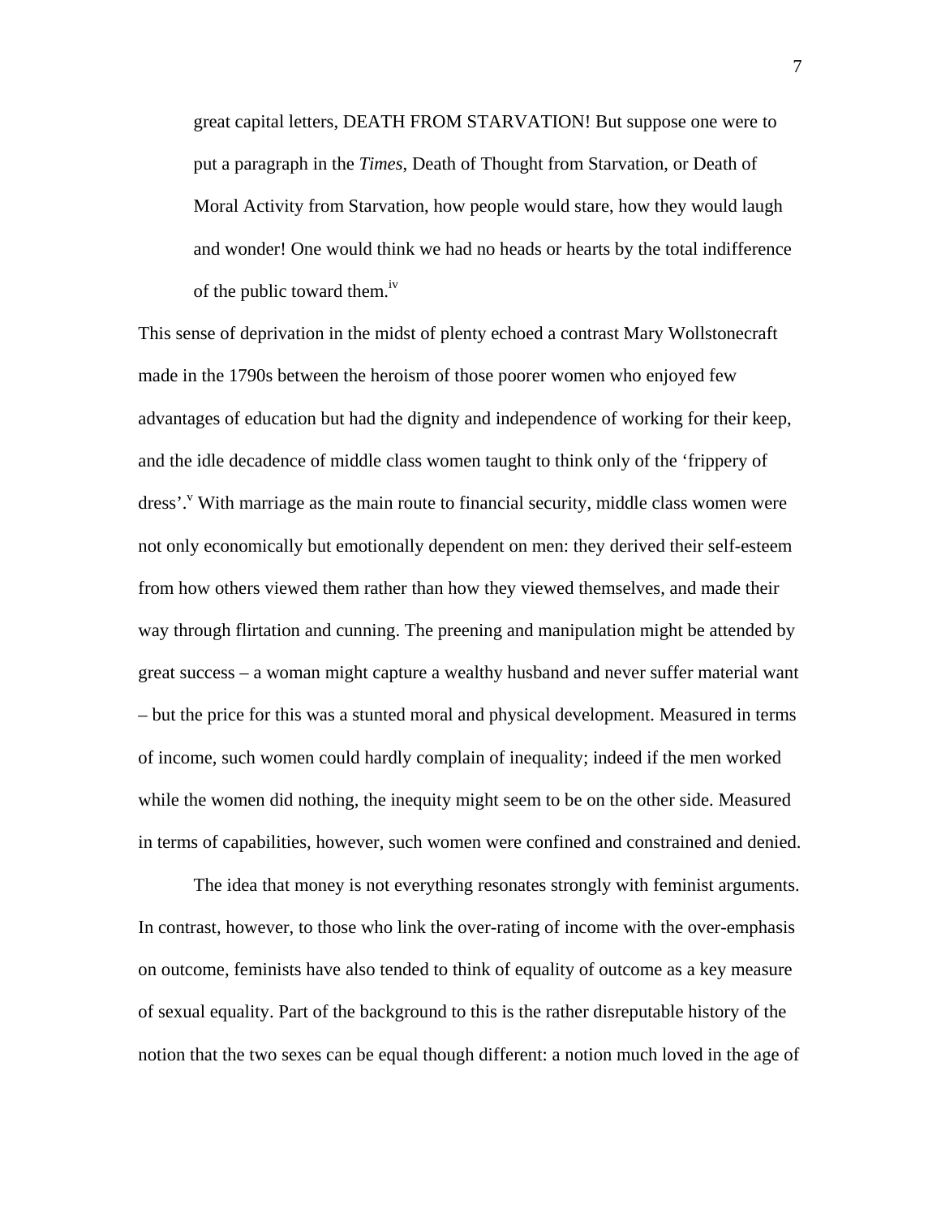> great capital letters, DEATH FROM STARVATION! But suppose one were to put a paragraph in the *Times*, Death of Thought from Starvation, or Death of Moral Activity from Starvation, how people would stare, how they would laugh and wonder! One would think we had no heads or hearts by the total indifference of the public toward them.[iv]

This sense of deprivation in the midst of plenty echoed a contrast Mary Wollstonecraft made in the 1790s between the heroism of those poorer women who enjoyed few advantages of education but had the dignity and independence of working for their keep, and the idle decadence of middle class women taught to think only of the 'frippery of dress'.[v] With marriage as the main route to financial security, middle class women were not only economically but emotionally dependent on men: they derived their self-esteem from how others viewed them rather than how they viewed themselves, and made their way through flirtation and cunning. The preening and manipulation might be attended by great success – a woman might capture a wealthy husband and never suffer material want – but the price for this was a stunted moral and physical development. Measured in terms of income, such women could hardly complain of inequality; indeed if the men worked while the women did nothing, the inequity might seem to be on the other side. Measured in terms of capabilities, however, such women were confined and constrained and denied.

The idea that money is not everything resonates strongly with feminist arguments. In contrast, however, to those who link the over-rating of income with the over-emphasis on outcome, feminists have also tended to think of equality of outcome as a key measure of sexual equality. Part of the background to this is the rather disreputable history of the notion that the two sexes can be equal though different: a notion much loved in the age of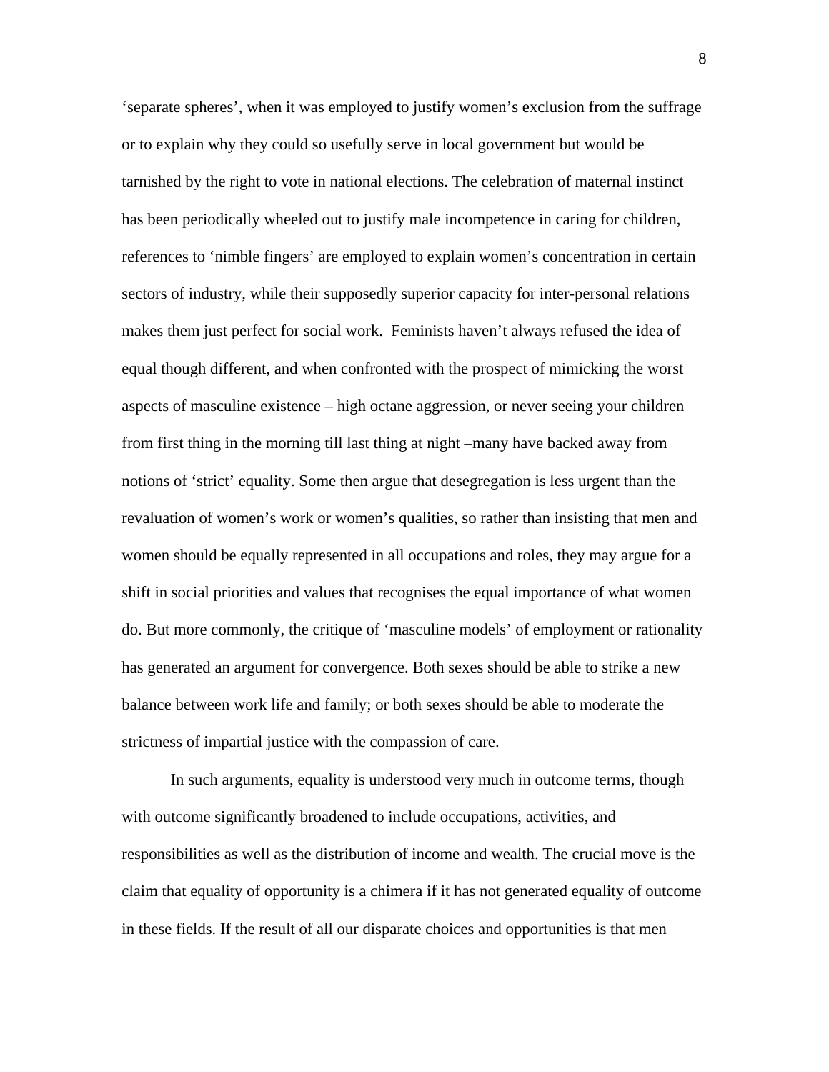‘separate spheres’, when it was employed to justify women’s exclusion from the suffrage or to explain why they could so usefully serve in local government but would be tarnished by the right to vote in national elections. The celebration of maternal instinct has been periodically wheeled out to justify male incompetence in caring for children, references to ‘nimble fingers’ are employed to explain women’s concentration in certain sectors of industry, while their supposedly superior capacity for inter-personal relations makes them just perfect for social work. Feminists haven’t always refused the idea of equal though different, and when confronted with the prospect of mimicking the worst aspects of masculine existence – high octane aggression, or never seeing your children from first thing in the morning till last thing at night –many have backed away from notions of ‘strict’ equality. Some then argue that desegregation is less urgent than the revaluation of women’s work or women’s qualities, so rather than insisting that men and women should be equally represented in all occupations and roles, they may argue for a shift in social priorities and values that recognises the equal importance of what women do. But more commonly, the critique of ‘masculine models’ of employment or rationality has generated an argument for convergence. Both sexes should be able to strike a new balance between work life and family; or both sexes should be able to moderate the strictness of impartial justice with the compassion of care.

In such arguments, equality is understood very much in outcome terms, though with outcome significantly broadened to include occupations, activities, and responsibilities as well as the distribution of income and wealth. The crucial move is the claim that equality of opportunity is a chimera if it has not generated equality of outcome in these fields. If the result of all our disparate choices and opportunities is that men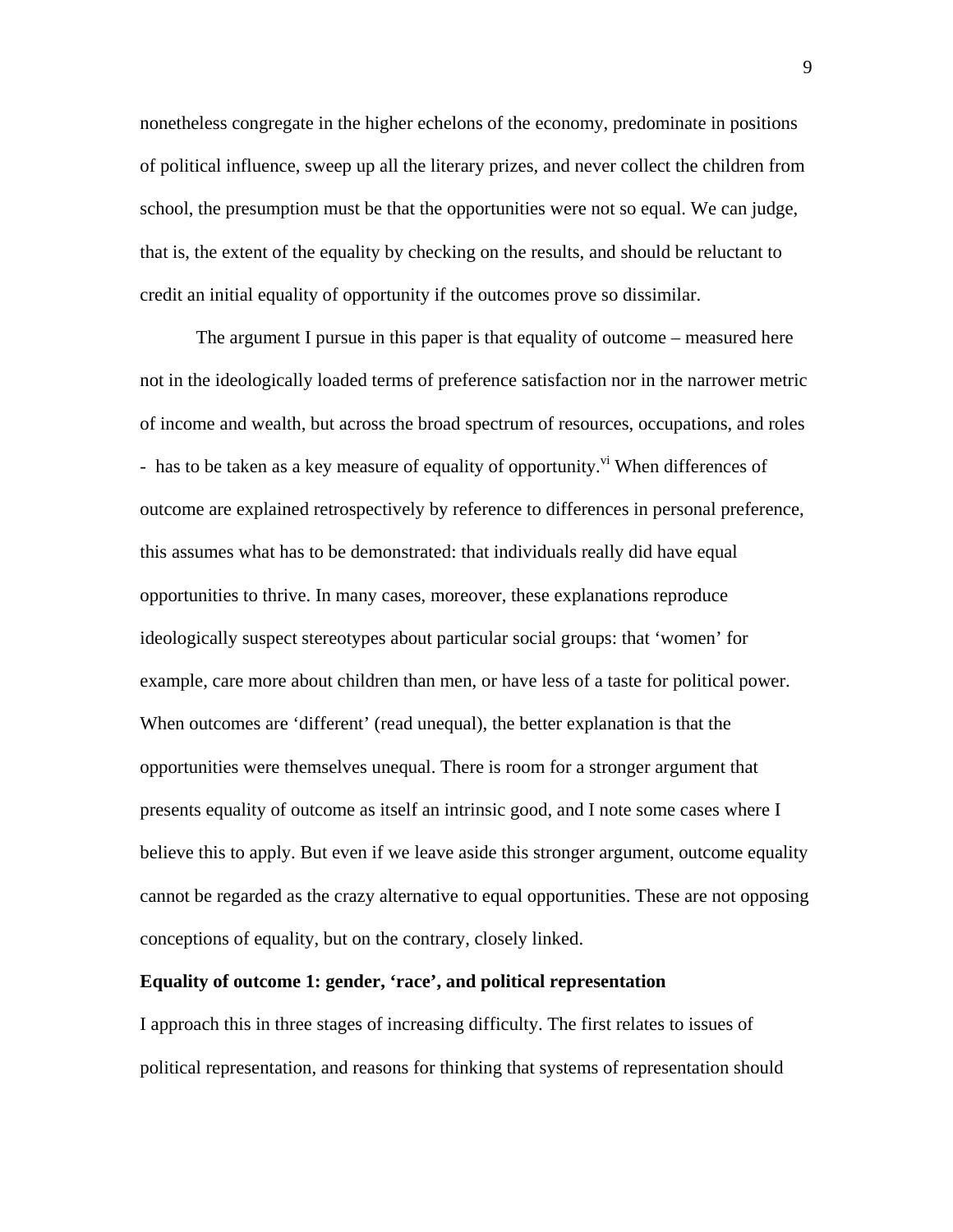nonetheless congregate in the higher echelons of the economy, predominate in positions of political influence, sweep up all the literary prizes, and never collect the children from school, the presumption must be that the opportunities were not so equal. We can judge, that is, the extent of the equality by checking on the results, and should be reluctant to credit an initial equality of opportunity if the outcomes prove so dissimilar.

The argument I pursue in this paper is that equality of outcome – measured here not in the ideologically loaded terms of preference satisfaction nor in the narrower metric of income and wealth, but across the broad spectrum of resources, occupations, and roles - has to be taken as a key measure of equality of opportunity.[vi] When differences of outcome are explained retrospectively by reference to differences in personal preference, this assumes what has to be demonstrated: that individuals really did have equal opportunities to thrive. In many cases, moreover, these explanations reproduce ideologically suspect stereotypes about particular social groups: that 'women' for example, care more about children than men, or have less of a taste for political power. When outcomes are 'different' (read unequal), the better explanation is that the opportunities were themselves unequal. There is room for a stronger argument that presents equality of outcome as itself an intrinsic good, and I note some cases where I believe this to apply. But even if we leave aside this stronger argument, outcome equality cannot be regarded as the crazy alternative to equal opportunities. These are not opposing conceptions of equality, but on the contrary, closely linked.

**Equality of outcome 1: gender, 'race', and political representation**

I approach this in three stages of increasing difficulty. The first relates to issues of political representation, and reasons for thinking that systems of representation should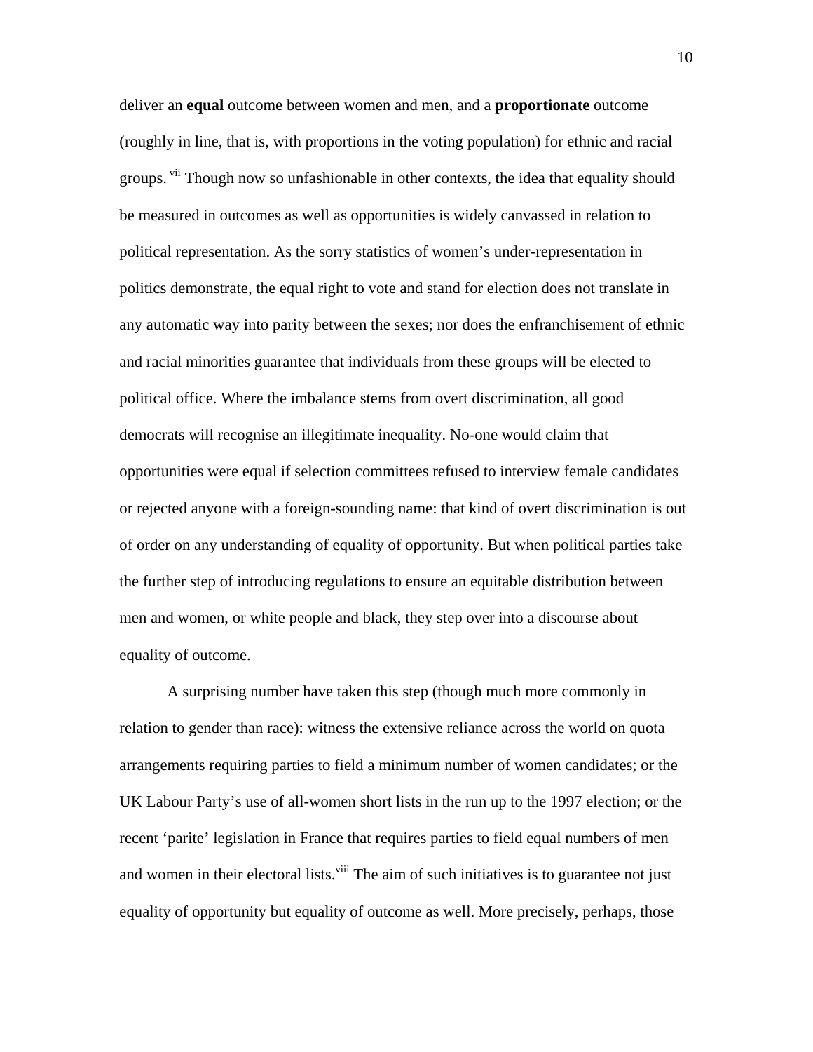deliver an **equal** outcome between women and men, and a **proportionate** outcome (roughly in line, that is, with proportions in the voting population) for ethnic and racial groups.[vii] Though now so unfashionable in other contexts, the idea that equality should be measured in outcomes as well as opportunities is widely canvassed in relation to political representation. As the sorry statistics of women's under-representation in politics demonstrate, the equal right to vote and stand for election does not translate in any automatic way into parity between the sexes; nor does the enfranchisement of ethnic and racial minorities guarantee that individuals from these groups will be elected to political office. Where the imbalance stems from overt discrimination, all good democrats will recognise an illegitimate inequality. No-one would claim that opportunities were equal if selection committees refused to interview female candidates or rejected anyone with a foreign-sounding name: that kind of overt discrimination is out of order on any understanding of equality of opportunity. But when political parties take the further step of introducing regulations to ensure an equitable distribution between men and women, or white people and black, they step over into a discourse about equality of outcome.

A surprising number have taken this step (though much more commonly in relation to gender than race): witness the extensive reliance across the world on quota arrangements requiring parties to field a minimum number of women candidates; or the UK Labour Party's use of all-women short lists in the run up to the 1997 election; or the recent 'parite' legislation in France that requires parties to field equal numbers of men and women in their electoral lists.[viii] The aim of such initiatives is to guarantee not just equality of opportunity but equality of outcome as well. More precisely, perhaps, those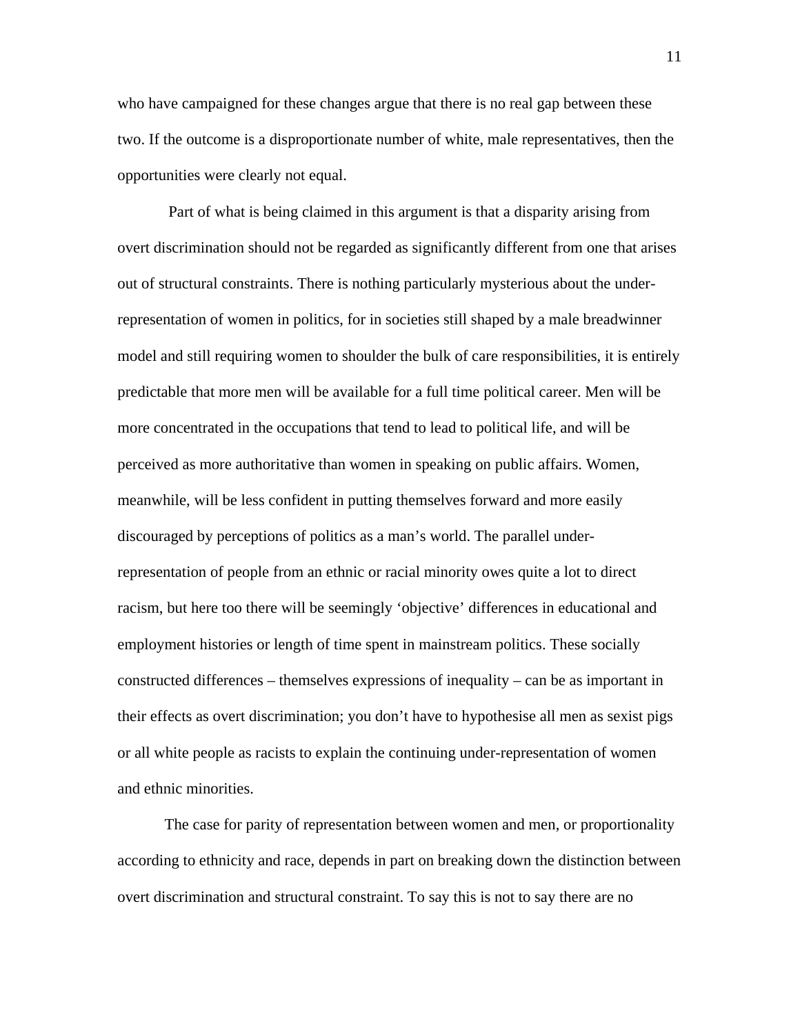who have campaigned for these changes argue that there is no real gap between these two. If the outcome is a disproportionate number of white, male representatives, then the opportunities were clearly not equal.

Part of what is being claimed in this argument is that a disparity arising from overt discrimination should not be regarded as significantly different from one that arises out of structural constraints. There is nothing particularly mysterious about the under-representation of women in politics, for in societies still shaped by a male breadwinner model and still requiring women to shoulder the bulk of care responsibilities, it is entirely predictable that more men will be available for a full time political career. Men will be more concentrated in the occupations that tend to lead to political life, and will be perceived as more authoritative than women in speaking on public affairs. Women, meanwhile, will be less confident in putting themselves forward and more easily discouraged by perceptions of politics as a man's world. The parallel under-representation of people from an ethnic or racial minority owes quite a lot to direct racism, but here too there will be seemingly 'objective' differences in educational and employment histories or length of time spent in mainstream politics. These socially constructed differences – themselves expressions of inequality – can be as important in their effects as overt discrimination; you don't have to hypothesise all men as sexist pigs or all white people as racists to explain the continuing under-representation of women and ethnic minorities.

The case for parity of representation between women and men, or proportionality according to ethnicity and race, depends in part on breaking down the distinction between overt discrimination and structural constraint. To say this is not to say there are no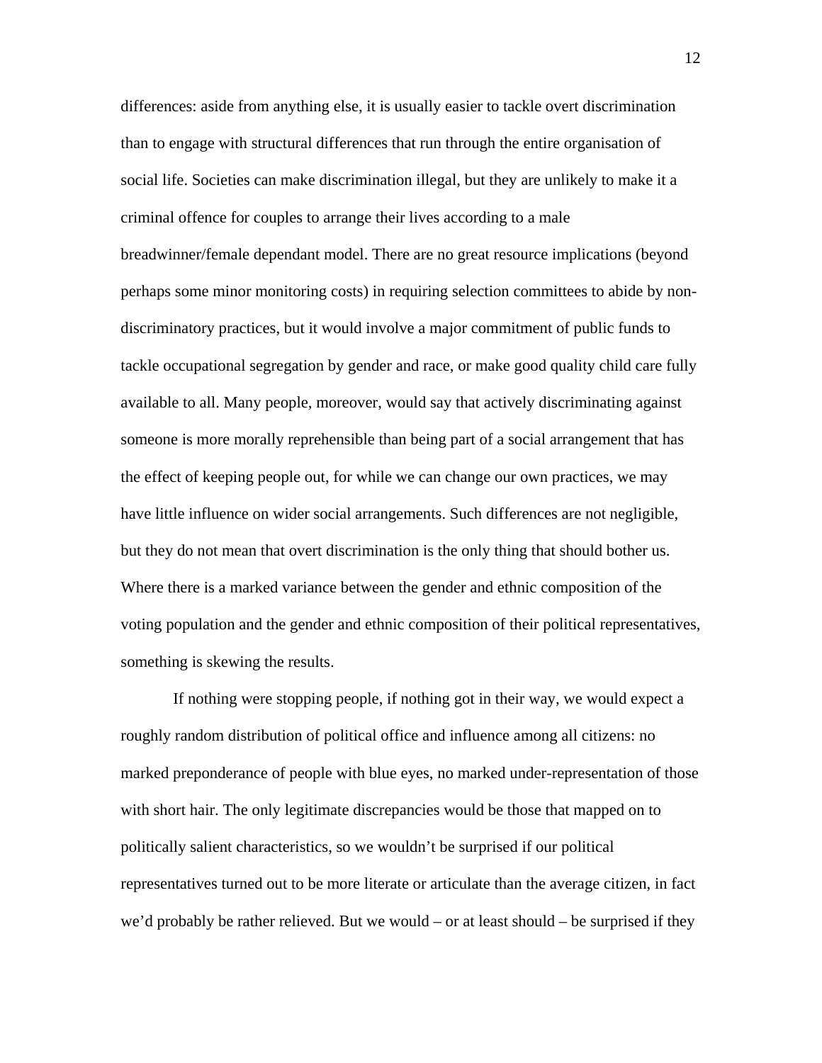differences: aside from anything else, it is usually easier to tackle overt discrimination than to engage with structural differences that run through the entire organisation of social life. Societies can make discrimination illegal, but they are unlikely to make it a criminal offence for couples to arrange their lives according to a male breadwinner/female dependant model. There are no great resource implications (beyond perhaps some minor monitoring costs) in requiring selection committees to abide by non-discriminatory practices, but it would involve a major commitment of public funds to tackle occupational segregation by gender and race, or make good quality child care fully available to all. Many people, moreover, would say that actively discriminating against someone is more morally reprehensible than being part of a social arrangement that has the effect of keeping people out, for while we can change our own practices, we may have little influence on wider social arrangements. Such differences are not negligible, but they do not mean that overt discrimination is the only thing that should bother us. Where there is a marked variance between the gender and ethnic composition of the voting population and the gender and ethnic composition of their political representatives, something is skewing the results.

If nothing were stopping people, if nothing got in their way, we would expect a roughly random distribution of political office and influence among all citizens: no marked preponderance of people with blue eyes, no marked under-representation of those with short hair. The only legitimate discrepancies would be those that mapped on to politically salient characteristics, so we wouldn't be surprised if our political representatives turned out to be more literate or articulate than the average citizen, in fact we'd probably be rather relieved. But we would – or at least should – be surprised if they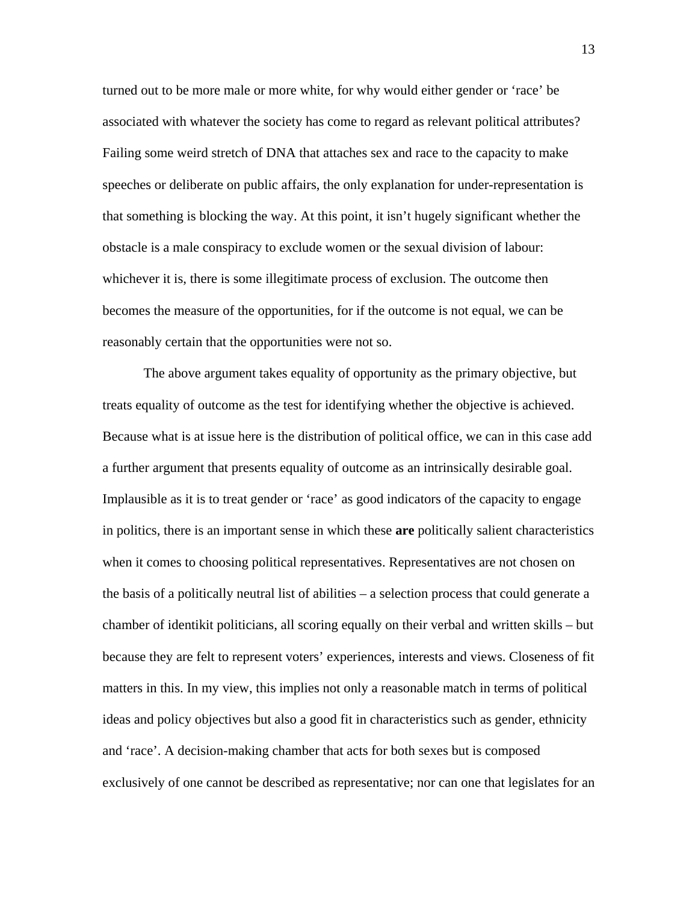turned out to be more male or more white, for why would either gender or 'race' be associated with whatever the society has come to regard as relevant political attributes? Failing some weird stretch of DNA that attaches sex and race to the capacity to make speeches or deliberate on public affairs, the only explanation for under-representation is that something is blocking the way. At this point, it isn't hugely significant whether the obstacle is a male conspiracy to exclude women or the sexual division of labour: whichever it is, there is some illegitimate process of exclusion. The outcome then becomes the measure of the opportunities, for if the outcome is not equal, we can be reasonably certain that the opportunities were not so.

The above argument takes equality of opportunity as the primary objective, but treats equality of outcome as the test for identifying whether the objective is achieved. Because what is at issue here is the distribution of political office, we can in this case add a further argument that presents equality of outcome as an intrinsically desirable goal. Implausible as it is to treat gender or 'race' as good indicators of the capacity to engage in politics, there is an important sense in which these **are** politically salient characteristics when it comes to choosing political representatives. Representatives are not chosen on the basis of a politically neutral list of abilities – a selection process that could generate a chamber of identikit politicians, all scoring equally on their verbal and written skills – but because they are felt to represent voters' experiences, interests and views. Closeness of fit matters in this. In my view, this implies not only a reasonable match in terms of political ideas and policy objectives but also a good fit in characteristics such as gender, ethnicity and 'race'. A decision-making chamber that acts for both sexes but is composed exclusively of one cannot be described as representative; nor can one that legislates for an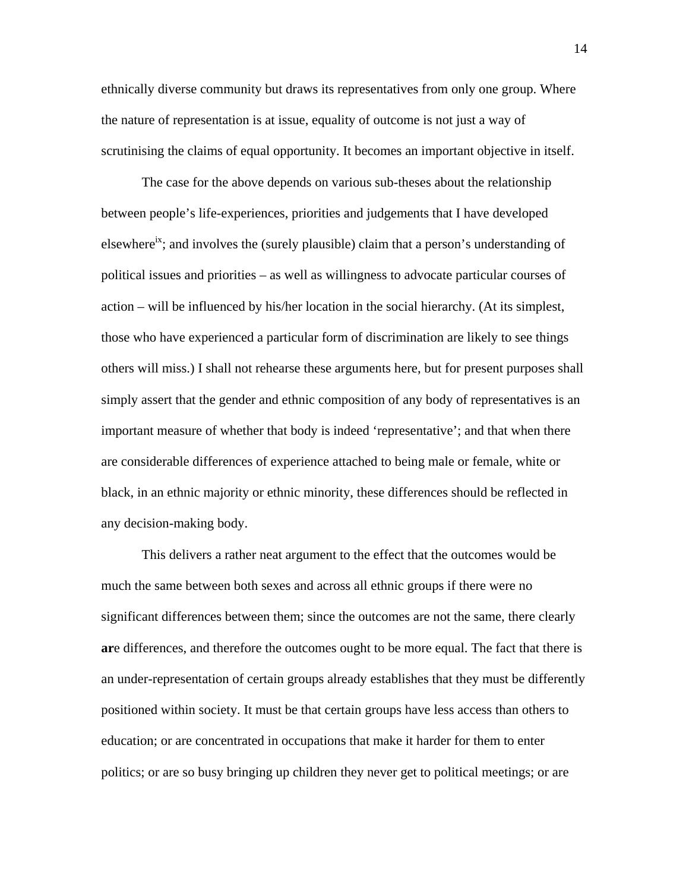ethnically diverse community but draws its representatives from only one group. Where the nature of representation is at issue, equality of outcome is not just a way of scrutinising the claims of equal opportunity. It becomes an important objective in itself.

The case for the above depends on various sub-theses about the relationship between people's life-experiences, priorities and judgements that I have developed elsewhere[ix]; and involves the (surely plausible) claim that a person's understanding of political issues and priorities – as well as willingness to advocate particular courses of action – will be influenced by his/her location in the social hierarchy. (At its simplest, those who have experienced a particular form of discrimination are likely to see things others will miss.) I shall not rehearse these arguments here, but for present purposes shall simply assert that the gender and ethnic composition of any body of representatives is an important measure of whether that body is indeed 'representative'; and that when there are considerable differences of experience attached to being male or female, white or black, in an ethnic majority or ethnic minority, these differences should be reflected in any decision-making body.

This delivers a rather neat argument to the effect that the outcomes would be much the same between both sexes and across all ethnic groups if there were no significant differences between them; since the outcomes are not the same, there clearly **ar**e differences, and therefore the outcomes ought to be more equal. The fact that there is an under-representation of certain groups already establishes that they must be differently positioned within society. It must be that certain groups have less access than others to education; or are concentrated in occupations that make it harder for them to enter politics; or are so busy bringing up children they never get to political meetings; or are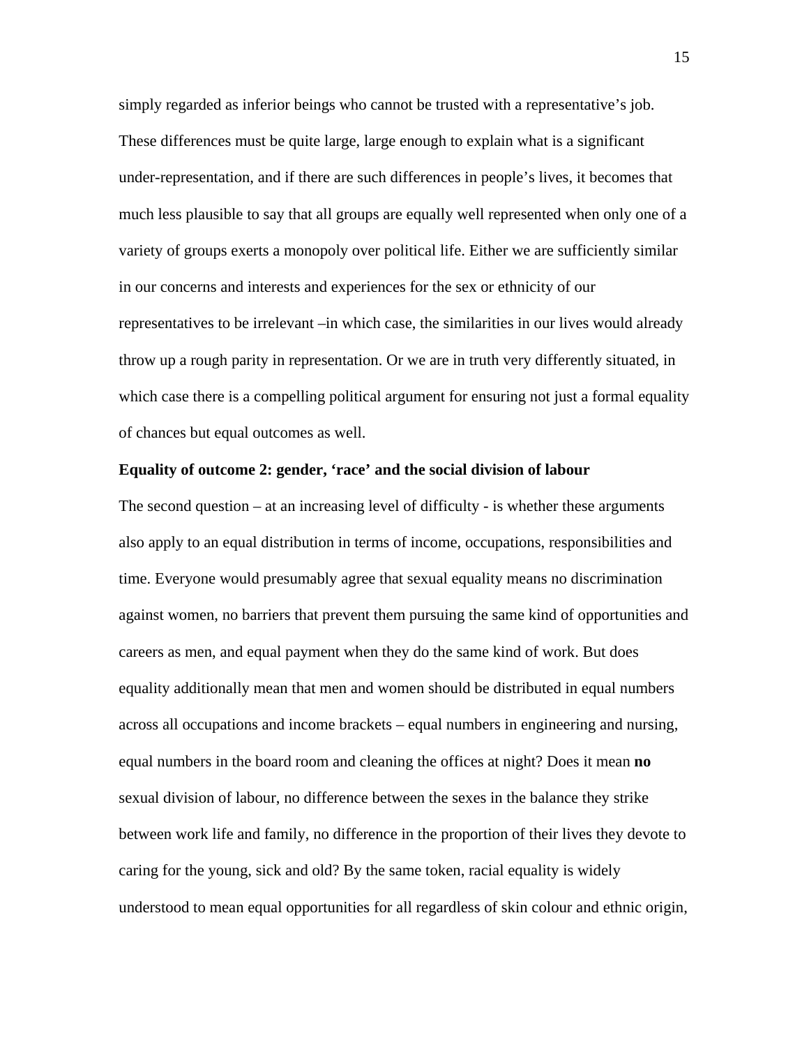simply regarded as inferior beings who cannot be trusted with a representative's job. These differences must be quite large, large enough to explain what is a significant under-representation, and if there are such differences in people's lives, it becomes that much less plausible to say that all groups are equally well represented when only one of a variety of groups exerts a monopoly over political life. Either we are sufficiently similar in our concerns and interests and experiences for the sex or ethnicity of our representatives to be irrelevant –in which case, the similarities in our lives would already throw up a rough parity in representation. Or we are in truth very differently situated, in which case there is a compelling political argument for ensuring not just a formal equality of chances but equal outcomes as well.

**Equality of outcome 2: gender, 'race' and the social division of labour**

The second question – at an increasing level of difficulty - is whether these arguments also apply to an equal distribution in terms of income, occupations, responsibilities and time. Everyone would presumably agree that sexual equality means no discrimination against women, no barriers that prevent them pursuing the same kind of opportunities and careers as men, and equal payment when they do the same kind of work. But does equality additionally mean that men and women should be distributed in equal numbers across all occupations and income brackets – equal numbers in engineering and nursing, equal numbers in the board room and cleaning the offices at night? Does it mean **no** sexual division of labour, no difference between the sexes in the balance they strike between work life and family, no difference in the proportion of their lives they devote to caring for the young, sick and old? By the same token, racial equality is widely understood to mean equal opportunities for all regardless of skin colour and ethnic origin,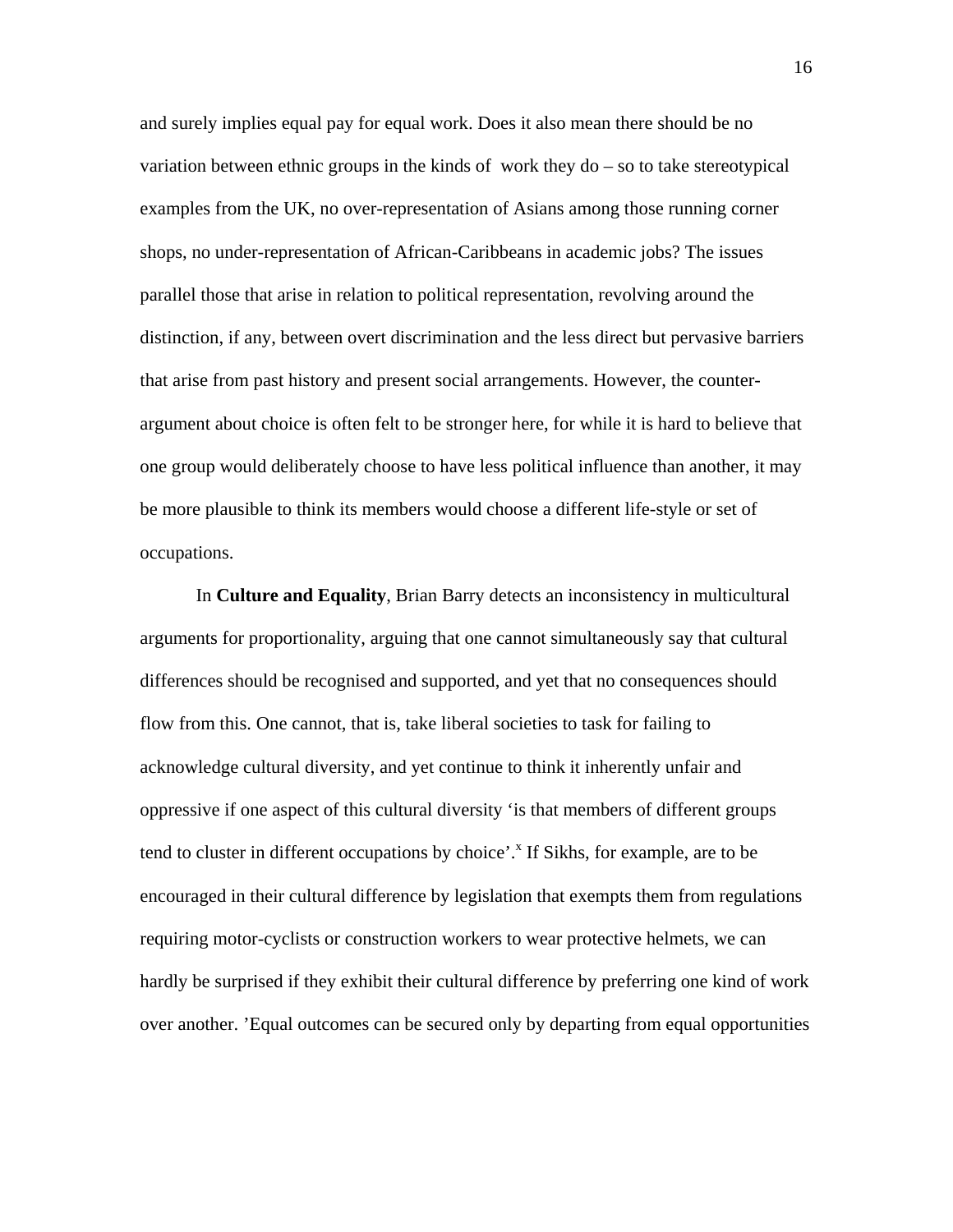and surely implies equal pay for equal work. Does it also mean there should be no variation between ethnic groups in the kinds of  work they do – so to take stereotypical examples from the UK, no over-representation of Asians among those running corner shops, no under-representation of African-Caribbeans in academic jobs? The issues parallel those that arise in relation to political representation, revolving around the distinction, if any, between overt discrimination and the less direct but pervasive barriers that arise from past history and present social arrangements. However, the counter-argument about choice is often felt to be stronger here, for while it is hard to believe that one group would deliberately choose to have less political influence than another, it may be more plausible to think its members would choose a different life-style or set of occupations.

In **Culture and Equality**, Brian Barry detects an inconsistency in multicultural arguments for proportionality, arguing that one cannot simultaneously say that cultural differences should be recognised and supported, and yet that no consequences should flow from this. One cannot, that is, take liberal societies to task for failing to acknowledge cultural diversity, and yet continue to think it inherently unfair and oppressive if one aspect of this cultural diversity 'is that members of different groups tend to cluster in different occupations by choice'.[x] If Sikhs, for example, are to be encouraged in their cultural difference by legislation that exempts them from regulations requiring motor-cyclists or construction workers to wear protective helmets, we can hardly be surprised if they exhibit their cultural difference by preferring one kind of work over another. 'Equal outcomes can be secured only by departing from equal opportunities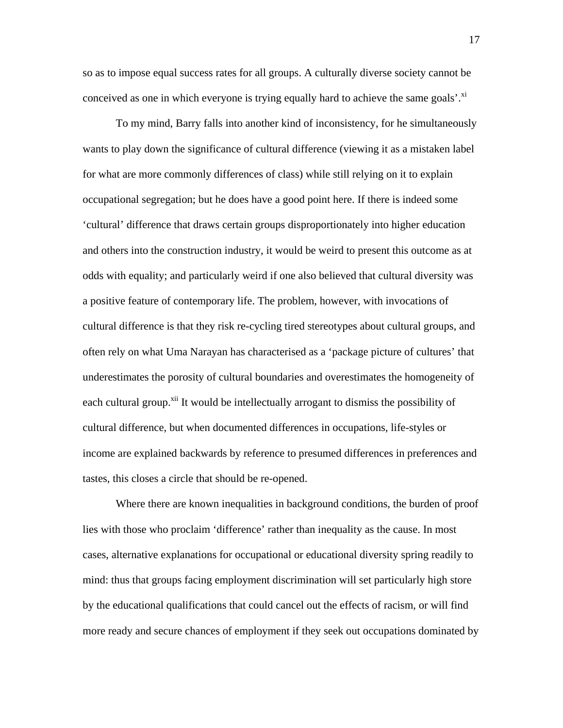so as to impose equal success rates for all groups. A culturally diverse society cannot be conceived as one in which everyone is trying equally hard to achieve the same goals'.[xi]

To my mind, Barry falls into another kind of inconsistency, for he simultaneously wants to play down the significance of cultural difference (viewing it as a mistaken label for what are more commonly differences of class) while still relying on it to explain occupational segregation; but he does have a good point here. If there is indeed some 'cultural' difference that draws certain groups disproportionately into higher education and others into the construction industry, it would be weird to present this outcome as at odds with equality; and particularly weird if one also believed that cultural diversity was a positive feature of contemporary life. The problem, however, with invocations of cultural difference is that they risk re-cycling tired stereotypes about cultural groups, and often rely on what Uma Narayan has characterised as a 'package picture of cultures' that underestimates the porosity of cultural boundaries and overestimates the homogeneity of each cultural group.[xii] It would be intellectually arrogant to dismiss the possibility of cultural difference, but when documented differences in occupations, life-styles or income are explained backwards by reference to presumed differences in preferences and tastes, this closes a circle that should be re-opened.

Where there are known inequalities in background conditions, the burden of proof lies with those who proclaim 'difference' rather than inequality as the cause. In most cases, alternative explanations for occupational or educational diversity spring readily to mind: thus that groups facing employment discrimination will set particularly high store by the educational qualifications that could cancel out the effects of racism, or will find more ready and secure chances of employment if they seek out occupations dominated by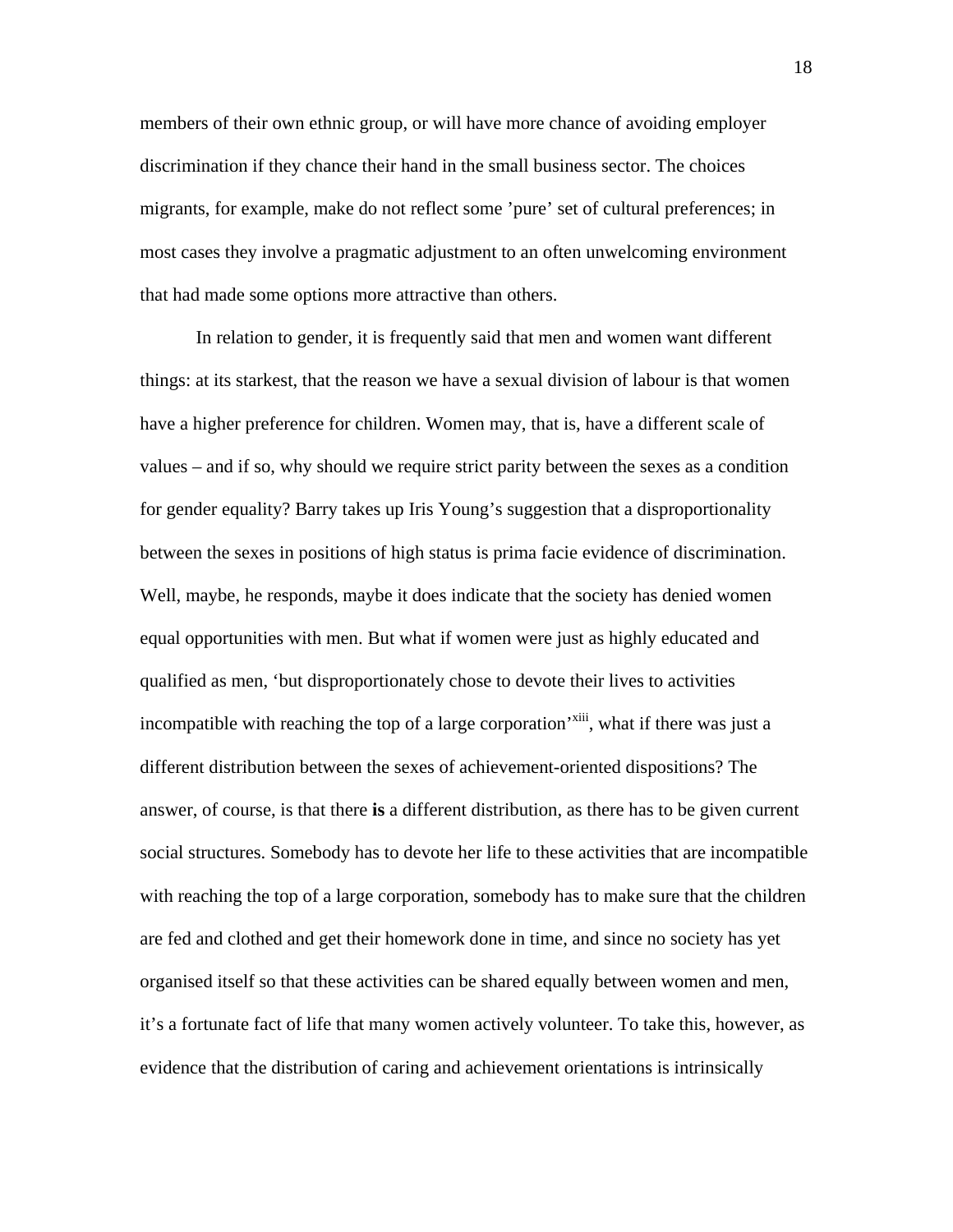members of their own ethnic group, or will have more chance of avoiding employer discrimination if they chance their hand in the small business sector. The choices migrants, for example, make do not reflect some ’pure’ set of cultural preferences; in most cases they involve a pragmatic adjustment to an often unwelcoming environment that had made some options more attractive than others.

In relation to gender, it is frequently said that men and women want different things: at its starkest, that the reason we have a sexual division of labour is that women have a higher preference for children. Women may, that is, have a different scale of values – and if so, why should we require strict parity between the sexes as a condition for gender equality? Barry takes up Iris Young’s suggestion that a disproportionality between the sexes in positions of high status is prima facie evidence of discrimination. Well, maybe, he responds, maybe it does indicate that the society has denied women equal opportunities with men. But what if women were just as highly educated and qualified as men, ‘but disproportionately chose to devote their lives to activities incompatible with reaching the top of a large corporation’[xiii], what if there was just a different distribution between the sexes of achievement-oriented dispositions? The answer, of course, is that there **is** a different distribution, as there has to be given current social structures. Somebody has to devote her life to these activities that are incompatible with reaching the top of a large corporation, somebody has to make sure that the children are fed and clothed and get their homework done in time, and since no society has yet organised itself so that these activities can be shared equally between women and men, it’s a fortunate fact of life that many women actively volunteer. To take this, however, as evidence that the distribution of caring and achievement orientations is intrinsically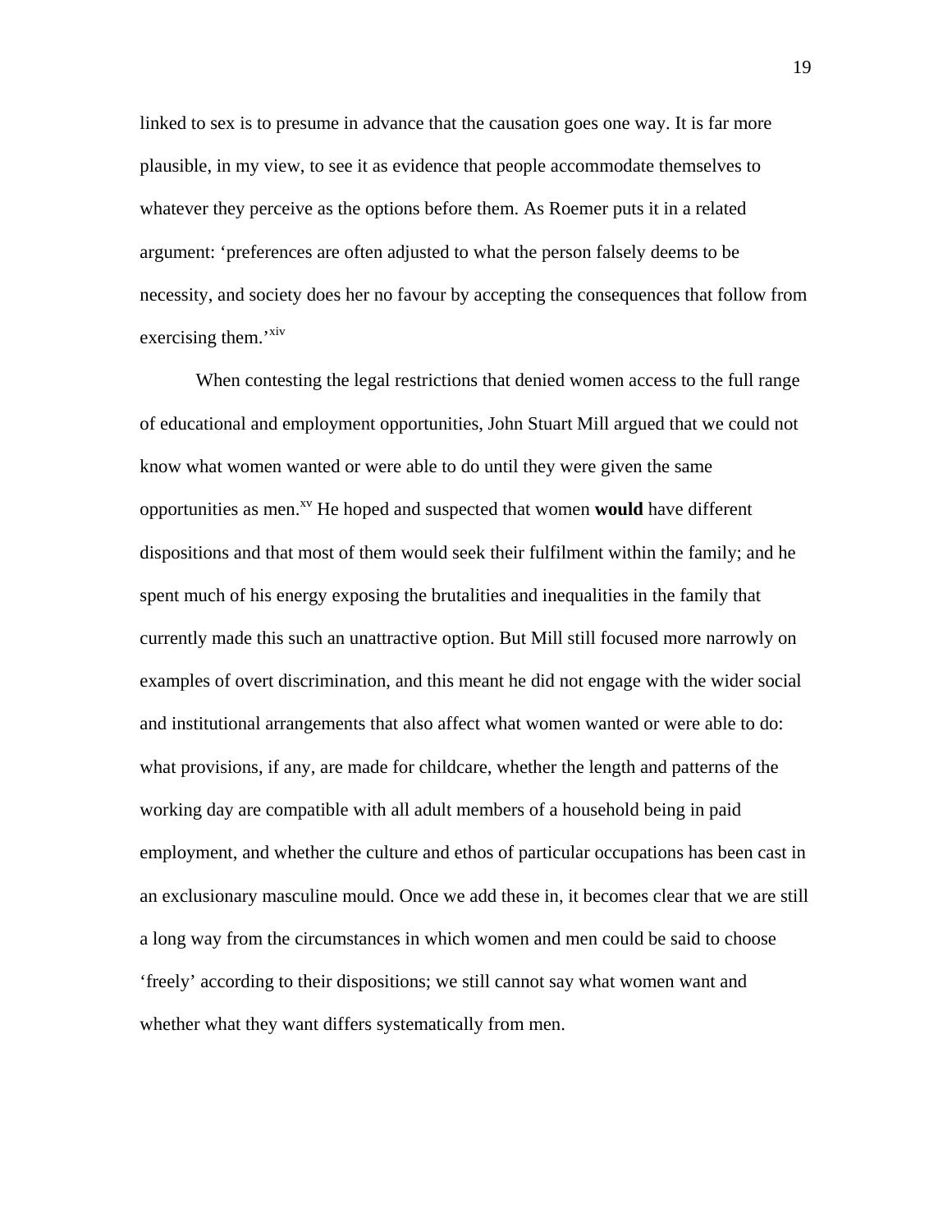linked to sex is to presume in advance that the causation goes one way. It is far more plausible, in my view, to see it as evidence that people accommodate themselves to whatever they perceive as the options before them. As Roemer puts it in a related argument: ‘preferences are often adjusted to what the person falsely deems to be necessity, and society does her no favour by accepting the consequences that follow from exercising them.’[xiv]

When contesting the legal restrictions that denied women access to the full range of educational and employment opportunities, John Stuart Mill argued that we could not know what women wanted or were able to do until they were given the same opportunities as men.[xv] He hoped and suspected that women **would** have different dispositions and that most of them would seek their fulfilment within the family; and he spent much of his energy exposing the brutalities and inequalities in the family that currently made this such an unattractive option. But Mill still focused more narrowly on examples of overt discrimination, and this meant he did not engage with the wider social and institutional arrangements that also affect what women wanted or were able to do: what provisions, if any, are made for childcare, whether the length and patterns of the working day are compatible with all adult members of a household being in paid employment, and whether the culture and ethos of particular occupations has been cast in an exclusionary masculine mould. Once we add these in, it becomes clear that we are still a long way from the circumstances in which women and men could be said to choose ‘freely’ according to their dispositions; we still cannot say what women want and whether what they want differs systematically from men.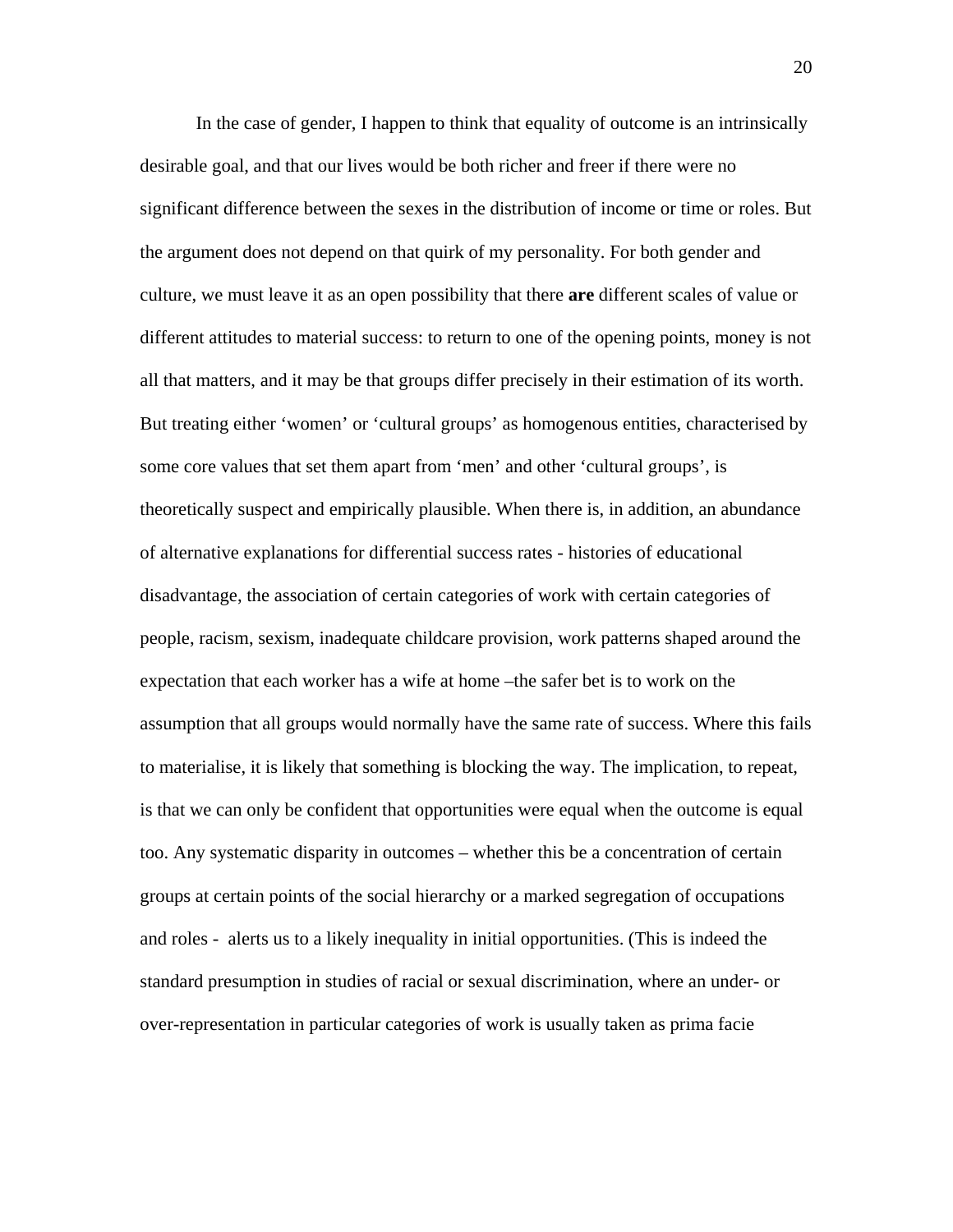In the case of gender, I happen to think that equality of outcome is an intrinsically desirable goal, and that our lives would be both richer and freer if there were no significant difference between the sexes in the distribution of income or time or roles. But the argument does not depend on that quirk of my personality. For both gender and culture, we must leave it as an open possibility that there **are** different scales of value or different attitudes to material success: to return to one of the opening points, money is not all that matters, and it may be that groups differ precisely in their estimation of its worth. But treating either 'women' or 'cultural groups' as homogenous entities, characterised by some core values that set them apart from 'men' and other 'cultural groups', is theoretically suspect and empirically plausible. When there is, in addition, an abundance of alternative explanations for differential success rates - histories of educational disadvantage, the association of certain categories of work with certain categories of people, racism, sexism, inadequate childcare provision, work patterns shaped around the expectation that each worker has a wife at home –the safer bet is to work on the assumption that all groups would normally have the same rate of success. Where this fails to materialise, it is likely that something is blocking the way. The implication, to repeat, is that we can only be confident that opportunities were equal when the outcome is equal too. Any systematic disparity in outcomes – whether this be a concentration of certain groups at certain points of the social hierarchy or a marked segregation of occupations and roles - alerts us to a likely inequality in initial opportunities. (This is indeed the standard presumption in studies of racial or sexual discrimination, where an under- or over-representation in particular categories of work is usually taken as prima facie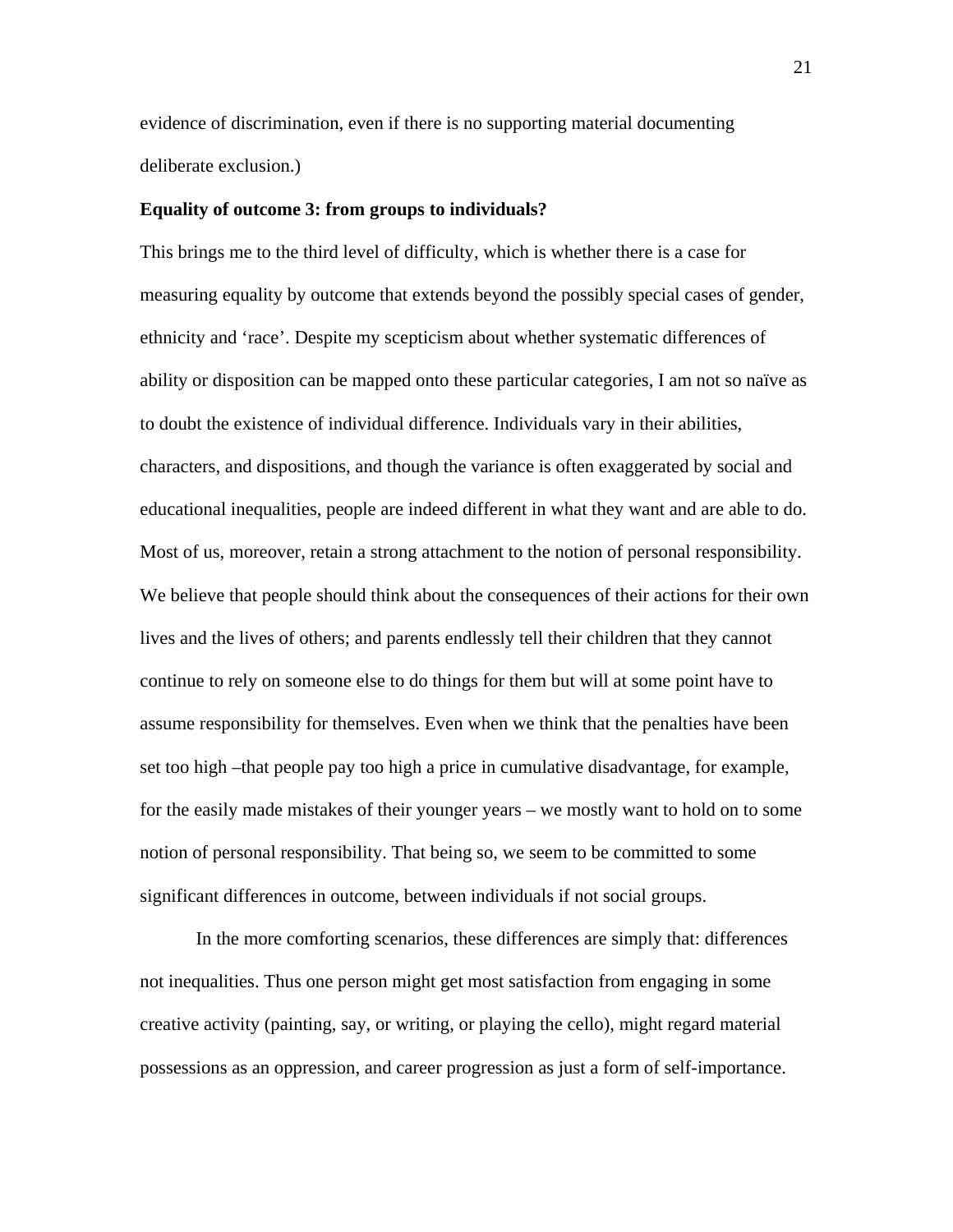evidence of discrimination, even if there is no supporting material documenting deliberate exclusion.)

**Equality of outcome 3: from groups to individuals?**

This brings me to the third level of difficulty, which is whether there is a case for measuring equality by outcome that extends beyond the possibly special cases of gender, ethnicity and 'race'. Despite my scepticism about whether systematic differences of ability or disposition can be mapped onto these particular categories, I am not so naïve as to doubt the existence of individual difference. Individuals vary in their abilities, characters, and dispositions, and though the variance is often exaggerated by social and educational inequalities, people are indeed different in what they want and are able to do. Most of us, moreover, retain a strong attachment to the notion of personal responsibility. We believe that people should think about the consequences of their actions for their own lives and the lives of others; and parents endlessly tell their children that they cannot continue to rely on someone else to do things for them but will at some point have to assume responsibility for themselves. Even when we think that the penalties have been set too high –that people pay too high a price in cumulative disadvantage, for example, for the easily made mistakes of their younger years – we mostly want to hold on to some notion of personal responsibility. That being so, we seem to be committed to some significant differences in outcome, between individuals if not social groups.

In the more comforting scenarios, these differences are simply that: differences not inequalities. Thus one person might get most satisfaction from engaging in some creative activity (painting, say, or writing, or playing the cello), might regard material possessions as an oppression, and career progression as just a form of self-importance.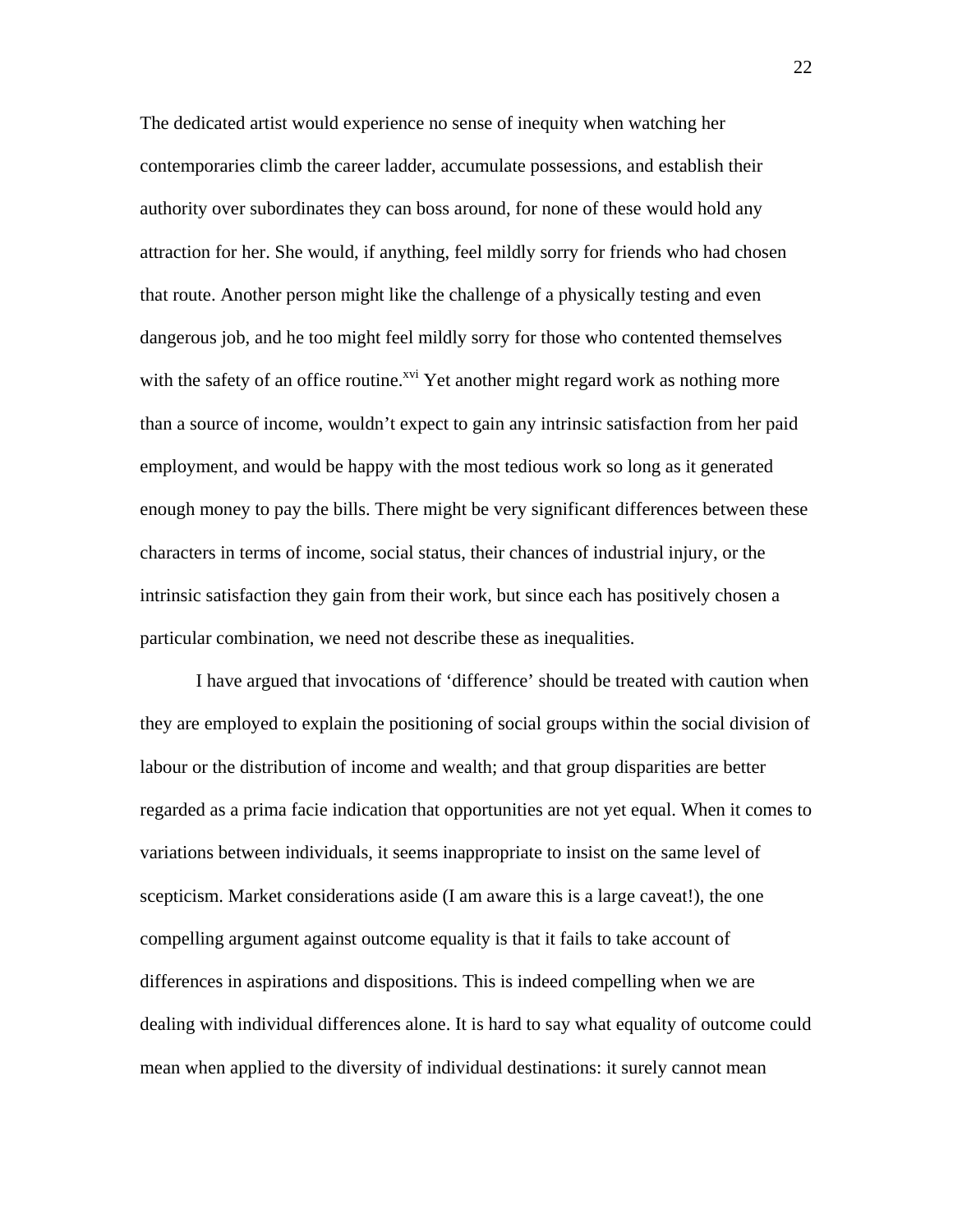The dedicated artist would experience no sense of inequity when watching her contemporaries climb the career ladder, accumulate possessions, and establish their authority over subordinates they can boss around, for none of these would hold any attraction for her. She would, if anything, feel mildly sorry for friends who had chosen that route. Another person might like the challenge of a physically testing and even dangerous job, and he too might feel mildly sorry for those who contented themselves with the safety of an office routine.[xvi] Yet another might regard work as nothing more than a source of income, wouldn't expect to gain any intrinsic satisfaction from her paid employment, and would be happy with the most tedious work so long as it generated enough money to pay the bills. There might be very significant differences between these characters in terms of income, social status, their chances of industrial injury, or the intrinsic satisfaction they gain from their work, but since each has positively chosen a particular combination, we need not describe these as inequalities.

I have argued that invocations of 'difference' should be treated with caution when they are employed to explain the positioning of social groups within the social division of labour or the distribution of income and wealth; and that group disparities are better regarded as a prima facie indication that opportunities are not yet equal. When it comes to variations between individuals, it seems inappropriate to insist on the same level of scepticism. Market considerations aside (I am aware this is a large caveat!), the one compelling argument against outcome equality is that it fails to take account of differences in aspirations and dispositions. This is indeed compelling when we are dealing with individual differences alone. It is hard to say what equality of outcome could mean when applied to the diversity of individual destinations: it surely cannot mean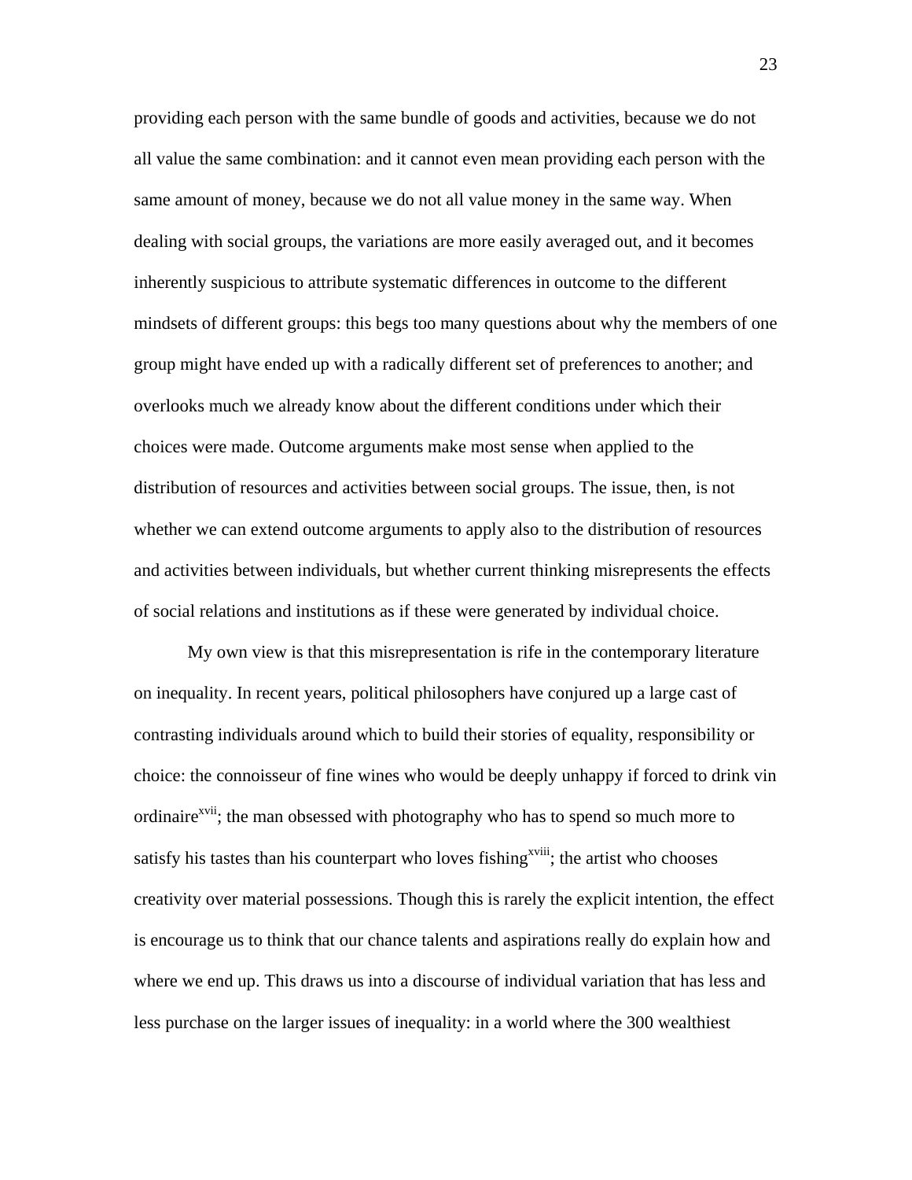providing each person with the same bundle of goods and activities, because we do not all value the same combination: and it cannot even mean providing each person with the same amount of money, because we do not all value money in the same way. When dealing with social groups, the variations are more easily averaged out, and it becomes inherently suspicious to attribute systematic differences in outcome to the different mindsets of different groups: this begs too many questions about why the members of one group might have ended up with a radically different set of preferences to another; and overlooks much we already know about the different conditions under which their choices were made. Outcome arguments make most sense when applied to the distribution of resources and activities between social groups. The issue, then, is not whether we can extend outcome arguments to apply also to the distribution of resources and activities between individuals, but whether current thinking misrepresents the effects of social relations and institutions as if these were generated by individual choice.

My own view is that this misrepresentation is rife in the contemporary literature on inequality. In recent years, political philosophers have conjured up a large cast of contrasting individuals around which to build their stories of equality, responsibility or choice: the connoisseur of fine wines who would be deeply unhappy if forced to drink vin ordinaire[xvii]; the man obsessed with photography who has to spend so much more to satisfy his tastes than his counterpart who loves fishing[xviii]; the artist who chooses creativity over material possessions. Though this is rarely the explicit intention, the effect is encourage us to think that our chance talents and aspirations really do explain how and where we end up. This draws us into a discourse of individual variation that has less and less purchase on the larger issues of inequality: in a world where the 300 wealthiest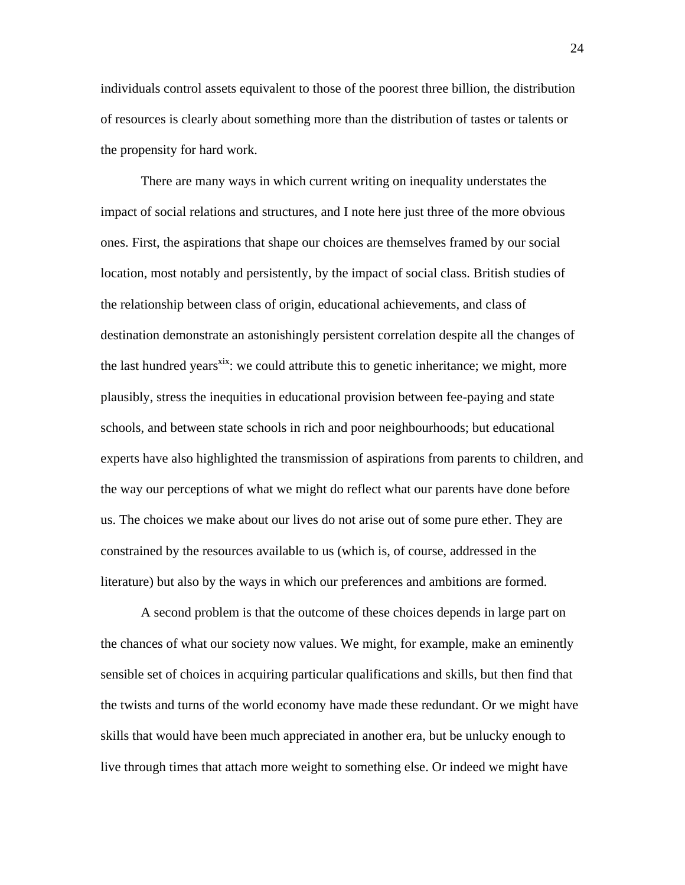individuals control assets equivalent to those of the poorest three billion, the distribution of resources is clearly about something more than the distribution of tastes or talents or the propensity for hard work.

There are many ways in which current writing on inequality understates the impact of social relations and structures, and I note here just three of the more obvious ones. First, the aspirations that shape our choices are themselves framed by our social location, most notably and persistently, by the impact of social class. British studies of the relationship between class of origin, educational achievements, and class of destination demonstrate an astonishingly persistent correlation despite all the changes of the last hundred years[xix]: we could attribute this to genetic inheritance; we might, more plausibly, stress the inequities in educational provision between fee-paying and state schools, and between state schools in rich and poor neighbourhoods; but educational experts have also highlighted the transmission of aspirations from parents to children, and the way our perceptions of what we might do reflect what our parents have done before us. The choices we make about our lives do not arise out of some pure ether. They are constrained by the resources available to us (which is, of course, addressed in the literature) but also by the ways in which our preferences and ambitions are formed.

A second problem is that the outcome of these choices depends in large part on the chances of what our society now values. We might, for example, make an eminently sensible set of choices in acquiring particular qualifications and skills, but then find that the twists and turns of the world economy have made these redundant. Or we might have skills that would have been much appreciated in another era, but be unlucky enough to live through times that attach more weight to something else. Or indeed we might have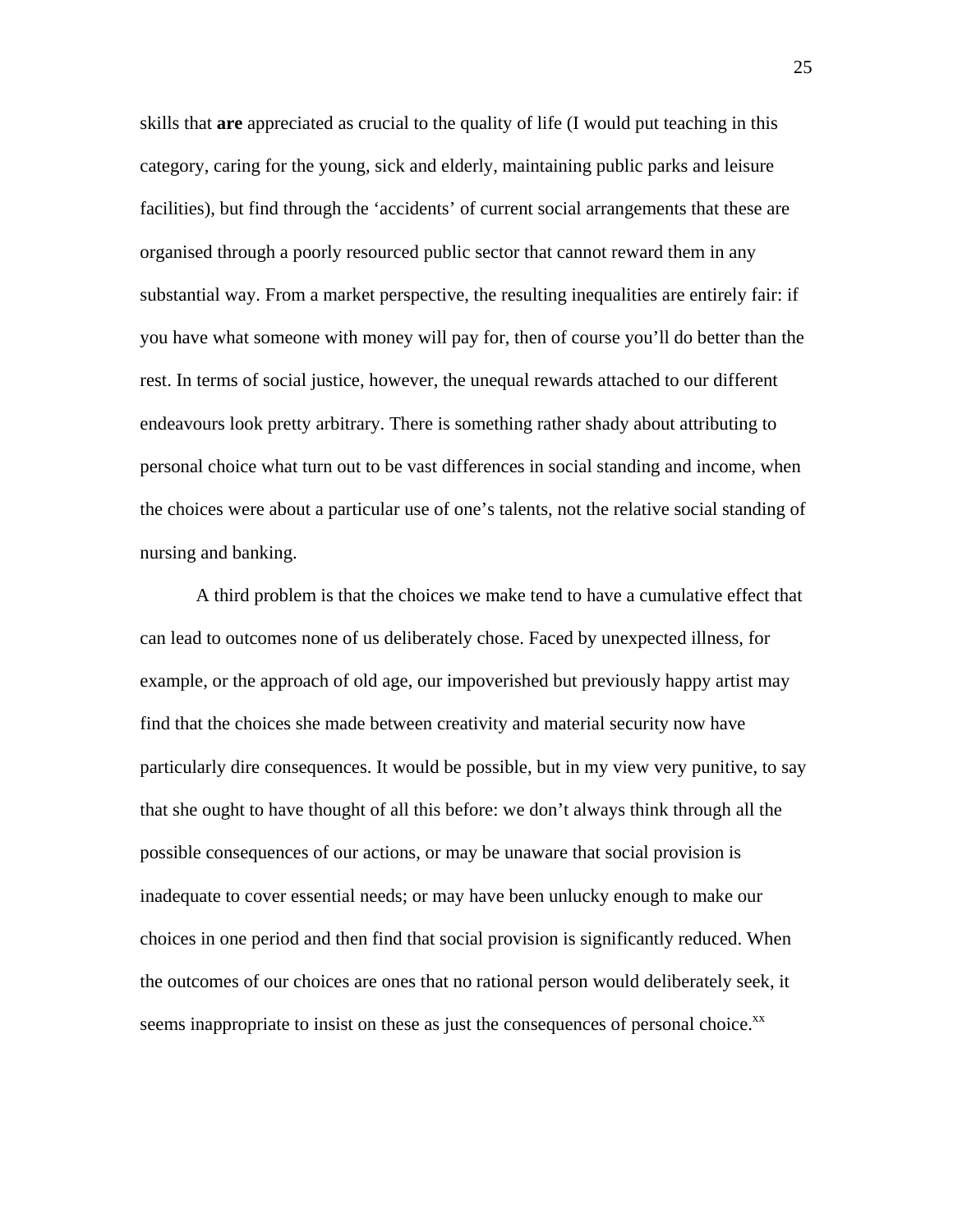skills that **are** appreciated as crucial to the quality of life (I would put teaching in this category, caring for the young, sick and elderly, maintaining public parks and leisure facilities), but find through the 'accidents' of current social arrangements that these are organised through a poorly resourced public sector that cannot reward them in any substantial way. From a market perspective, the resulting inequalities are entirely fair: if you have what someone with money will pay for, then of course you'll do better than the rest. In terms of social justice, however, the unequal rewards attached to our different endeavours look pretty arbitrary. There is something rather shady about attributing to personal choice what turn out to be vast differences in social standing and income, when the choices were about a particular use of one's talents, not the relative social standing of nursing and banking.

A third problem is that the choices we make tend to have a cumulative effect that can lead to outcomes none of us deliberately chose. Faced by unexpected illness, for example, or the approach of old age, our impoverished but previously happy artist may find that the choices she made between creativity and material security now have particularly dire consequences. It would be possible, but in my view very punitive, to say that she ought to have thought of all this before: we don't always think through all the possible consequences of our actions, or may be unaware that social provision is inadequate to cover essential needs; or may have been unlucky enough to make our choices in one period and then find that social provision is significantly reduced. When the outcomes of our choices are ones that no rational person would deliberately seek, it seems inappropriate to insist on these as just the consequences of personal choice.[xx]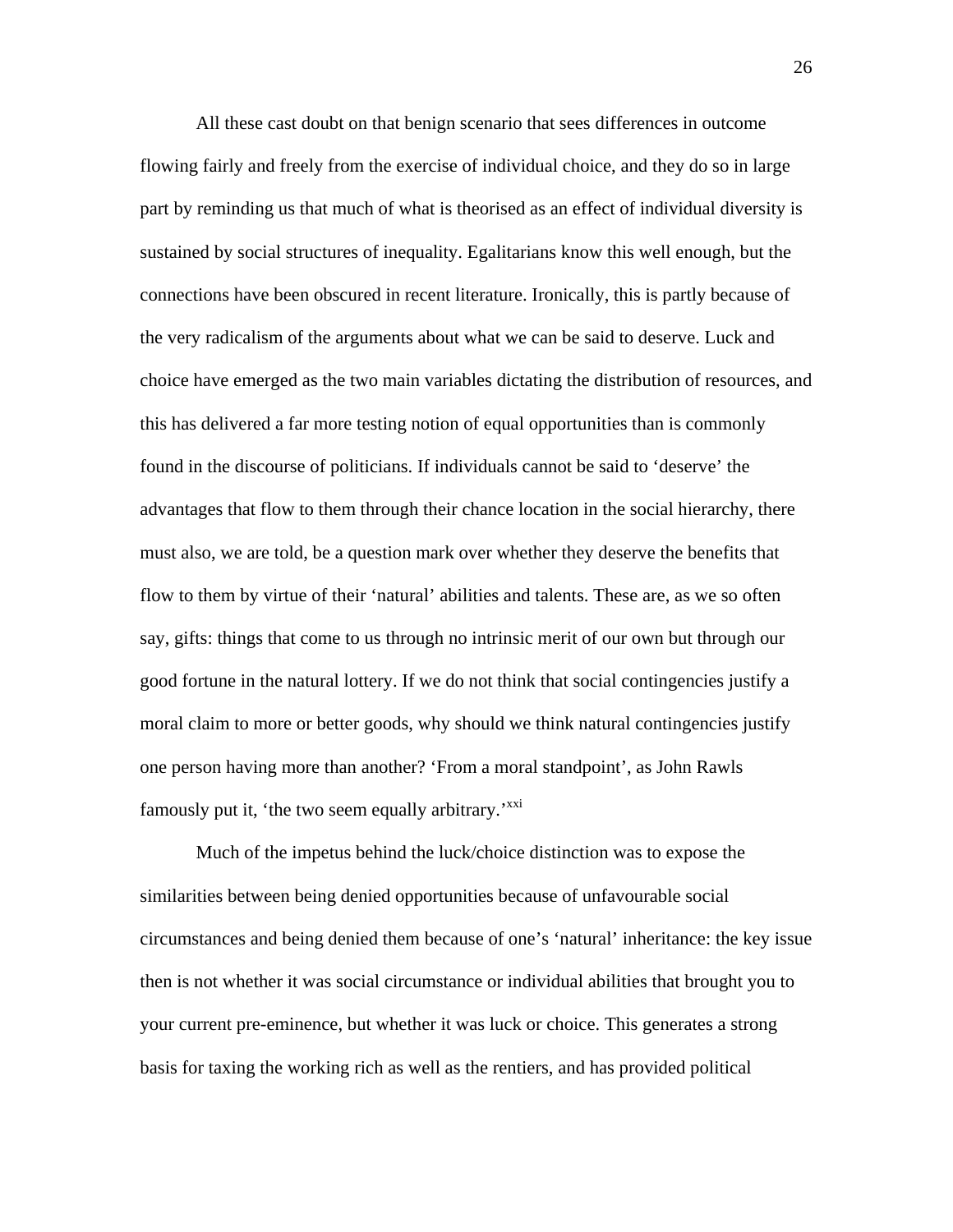All these cast doubt on that benign scenario that sees differences in outcome flowing fairly and freely from the exercise of individual choice, and they do so in large part by reminding us that much of what is theorised as an effect of individual diversity is sustained by social structures of inequality. Egalitarians know this well enough, but the connections have been obscured in recent literature. Ironically, this is partly because of the very radicalism of the arguments about what we can be said to deserve. Luck and choice have emerged as the two main variables dictating the distribution of resources, and this has delivered a far more testing notion of equal opportunities than is commonly found in the discourse of politicians. If individuals cannot be said to 'deserve' the advantages that flow to them through their chance location in the social hierarchy, there must also, we are told, be a question mark over whether they deserve the benefits that flow to them by virtue of their 'natural' abilities and talents. These are, as we so often say, gifts: things that come to us through no intrinsic merit of our own but through our good fortune in the natural lottery. If we do not think that social contingencies justify a moral claim to more or better goods, why should we think natural contingencies justify one person having more than another? 'From a moral standpoint', as John Rawls famously put it, 'the two seem equally arbitrary.'[xxi]

Much of the impetus behind the luck/choice distinction was to expose the similarities between being denied opportunities because of unfavourable social circumstances and being denied them because of one's 'natural' inheritance: the key issue then is not whether it was social circumstance or individual abilities that brought you to your current pre-eminence, but whether it was luck or choice. This generates a strong basis for taxing the working rich as well as the rentiers, and has provided political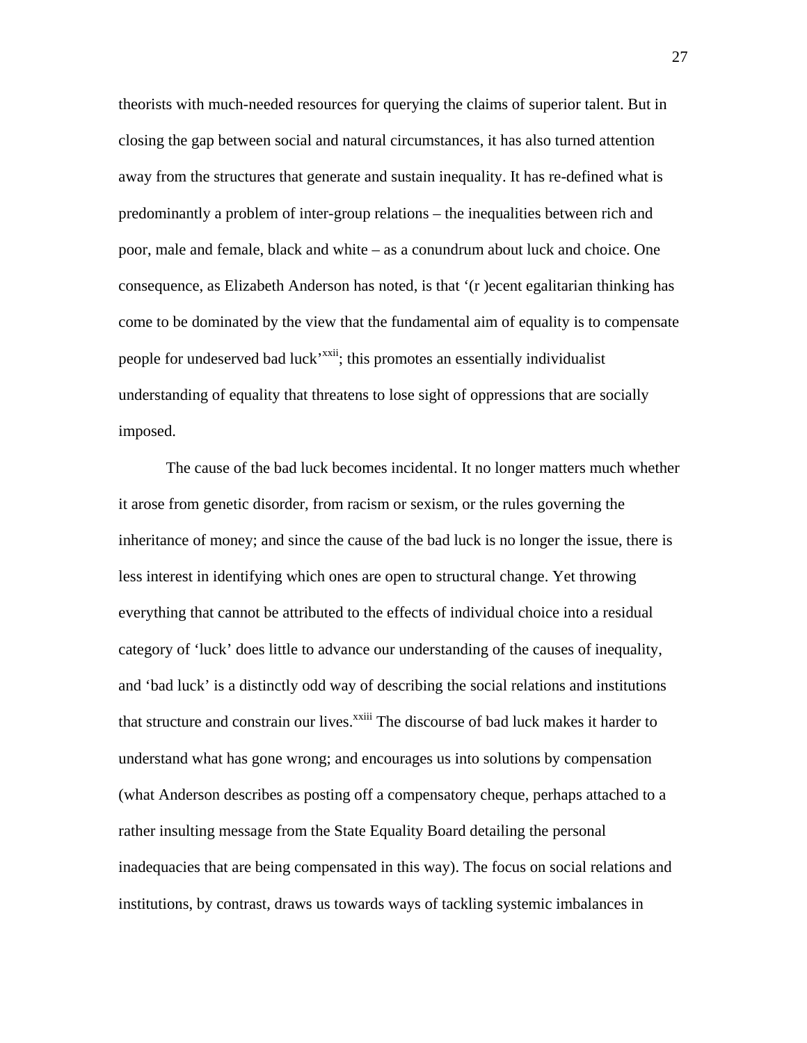theorists with much-needed resources for querying the claims of superior talent. But in closing the gap between social and natural circumstances, it has also turned attention away from the structures that generate and sustain inequality. It has re-defined what is predominantly a problem of inter-group relations – the inequalities between rich and poor, male and female, black and white – as a conundrum about luck and choice. One consequence, as Elizabeth Anderson has noted, is that '(r )ecent egalitarian thinking has come to be dominated by the view that the fundamental aim of equality is to compensate people for undeserved bad luck'[xxii]; this promotes an essentially individualist understanding of equality that threatens to lose sight of oppressions that are socially imposed.

The cause of the bad luck becomes incidental. It no longer matters much whether it arose from genetic disorder, from racism or sexism, or the rules governing the inheritance of money; and since the cause of the bad luck is no longer the issue, there is less interest in identifying which ones are open to structural change. Yet throwing everything that cannot be attributed to the effects of individual choice into a residual category of 'luck' does little to advance our understanding of the causes of inequality, and 'bad luck' is a distinctly odd way of describing the social relations and institutions that structure and constrain our lives.[xxiii] The discourse of bad luck makes it harder to understand what has gone wrong; and encourages us into solutions by compensation (what Anderson describes as posting off a compensatory cheque, perhaps attached to a rather insulting message from the State Equality Board detailing the personal inadequacies that are being compensated in this way). The focus on social relations and institutions, by contrast, draws us towards ways of tackling systemic imbalances in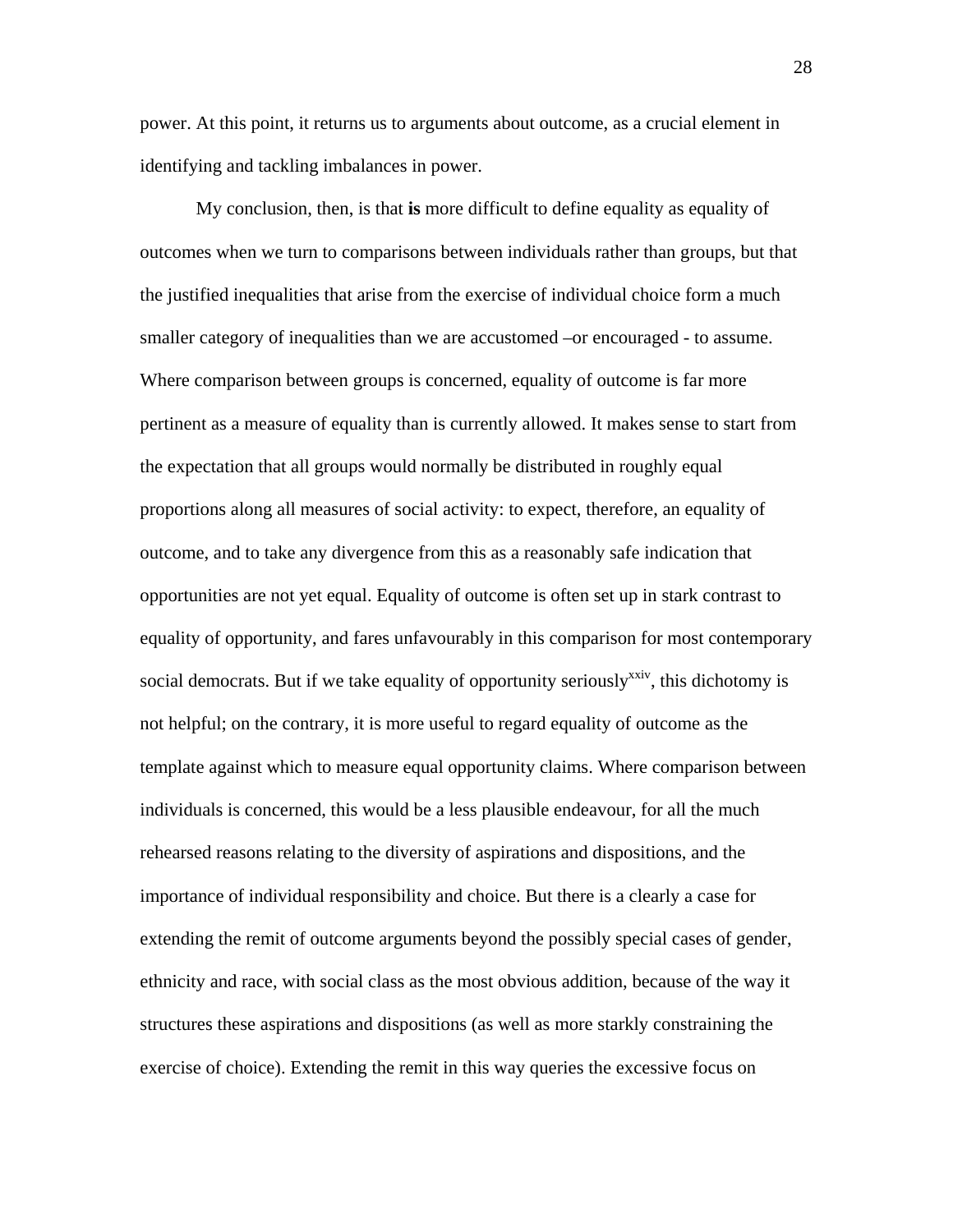power. At this point, it returns us to arguments about outcome, as a crucial element in identifying and tackling imbalances in power.

My conclusion, then, is that **is** more difficult to define equality as equality of outcomes when we turn to comparisons between individuals rather than groups, but that the justified inequalities that arise from the exercise of individual choice form a much smaller category of inequalities than we are accustomed –or encouraged - to assume. Where comparison between groups is concerned, equality of outcome is far more pertinent as a measure of equality than is currently allowed. It makes sense to start from the expectation that all groups would normally be distributed in roughly equal proportions along all measures of social activity: to expect, therefore, an equality of outcome, and to take any divergence from this as a reasonably safe indication that opportunities are not yet equal. Equality of outcome is often set up in stark contrast to equality of opportunity, and fares unfavourably in this comparison for most contemporary social democrats. But if we take equality of opportunity seriously[xxiv], this dichotomy is not helpful; on the contrary, it is more useful to regard equality of outcome as the template against which to measure equal opportunity claims. Where comparison between individuals is concerned, this would be a less plausible endeavour, for all the much rehearsed reasons relating to the diversity of aspirations and dispositions, and the importance of individual responsibility and choice. But there is a clearly a case for extending the remit of outcome arguments beyond the possibly special cases of gender, ethnicity and race, with social class as the most obvious addition, because of the way it structures these aspirations and dispositions (as well as more starkly constraining the exercise of choice). Extending the remit in this way queries the excessive focus on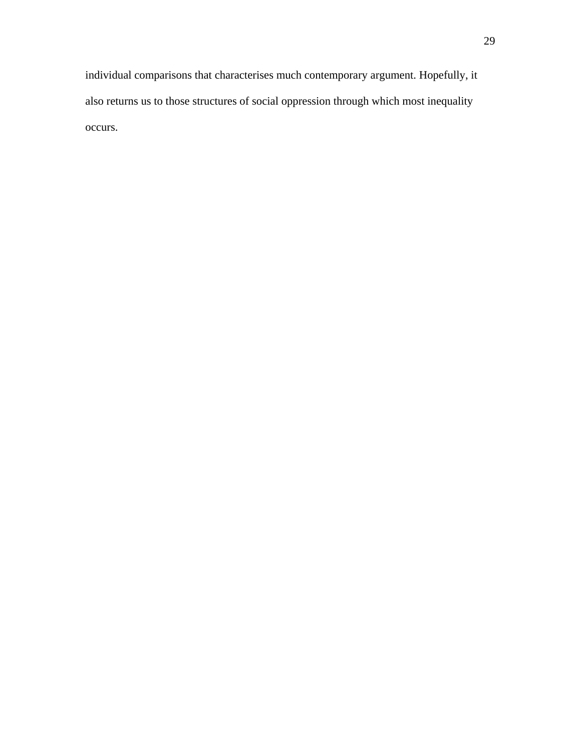individual comparisons that characterises much contemporary argument. Hopefully, it also returns us to those structures of social oppression through which most inequality occurs.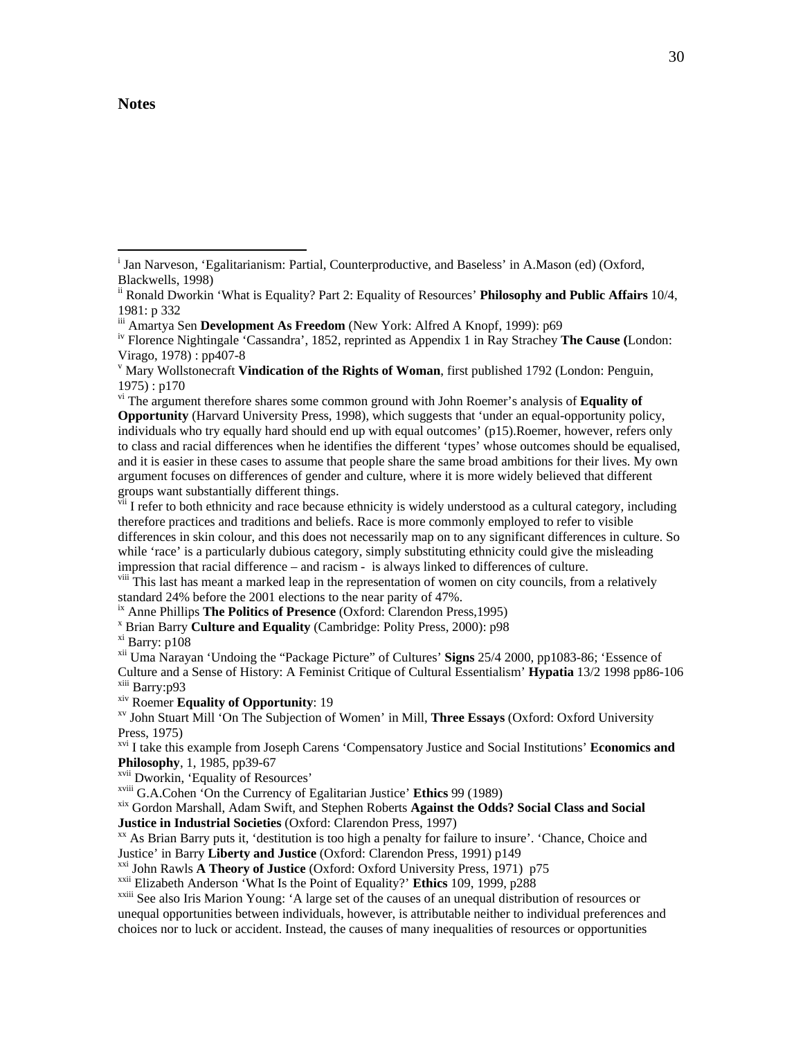## Notes

[i] Jan Narveson, 'Egalitarianism: Partial, Counterproductive, and Baseless' in A.Mason (ed) (Oxford, Blackwells, 1998)

[ii] Ronald Dworkin 'What is Equality? Part 2: Equality of Resources' **Philosophy and Public Affairs** 10/4, 1981: p 332

[iii] Amartya Sen **Development As Freedom** (New York: Alfred A Knopf, 1999): p69

[iv] Florence Nightingale 'Cassandra', 1852, reprinted as Appendix 1 in Ray Strachey **The Cause (**London: Virago, 1978) : pp407-8

[v] Mary Wollstonecraft **Vindication of the Rights of Woman**, first published 1792 (London: Penguin, 1975) : p170

[vi] The argument therefore shares some common ground with John Roemer's analysis of **Equality of Opportunity** (Harvard University Press, 1998), which suggests that 'under an equal-opportunity policy, individuals who try equally hard should end up with equal outcomes' (p15).Roemer, however, refers only to class and racial differences when he identifies the different 'types' whose outcomes should be equalised, and it is easier in these cases to assume that people share the same broad ambitions for their lives. My own argument focuses on differences of gender and culture, where it is more widely believed that different groups want substantially different things.

[vii] I refer to both ethnicity and race because ethnicity is widely understood as a cultural category, including therefore practices and traditions and beliefs. Race is more commonly employed to refer to visible differences in skin colour, and this does not necessarily map on to any significant differences in culture. So while 'race' is a particularly dubious category, simply substituting ethnicity could give the misleading impression that racial difference – and racism - is always linked to differences of culture.

[viii] This last has meant a marked leap in the representation of women on city councils, from a relatively standard 24% before the 2001 elections to the near parity of 47%.

[ix] Anne Phillips **The Politics of Presence** (Oxford: Clarendon Press,1995)

[x] Brian Barry **Culture and Equality** (Cambridge: Polity Press, 2000): p98

[xi] Barry: p108

[xii] Uma Narayan 'Undoing the "Package Picture" of Cultures' **Signs** 25/4 2000, pp1083-86; 'Essence of Culture and a Sense of History: A Feminist Critique of Cultural Essentialism' **Hypatia** 13/2 1998 pp86-106

[xiii] Barry:p93

[xiv] Roemer **Equality of Opportunity**: 19

[xv] John Stuart Mill 'On The Subjection of Women' in Mill, **Three Essays** (Oxford: Oxford University Press, 1975)

[xvi] I take this example from Joseph Carens 'Compensatory Justice and Social Institutions' **Economics and Philosophy**, 1, 1985, pp39-67

[xvii] Dworkin, 'Equality of Resources'

[xviii] G.A.Cohen 'On the Currency of Egalitarian Justice' **Ethics** 99 (1989)

[xix] Gordon Marshall, Adam Swift, and Stephen Roberts **Against the Odds? Social Class and Social Justice in Industrial Societies** (Oxford: Clarendon Press, 1997)

[xx] As Brian Barry puts it, 'destitution is too high a penalty for failure to insure'. 'Chance, Choice and Justice' in Barry **Liberty and Justice** (Oxford: Clarendon Press, 1991) p149

[xxi] John Rawls **A Theory of Justice** (Oxford: Oxford University Press, 1971) p75

[xxii] Elizabeth Anderson 'What Is the Point of Equality?' **Ethics** 109, 1999, p288

[xxiii] See also Iris Marion Young: 'A large set of the causes of an unequal distribution of resources or unequal opportunities between individuals, however, is attributable neither to individual preferences and choices nor to luck or accident. Instead, the causes of many inequalities of resources or opportunities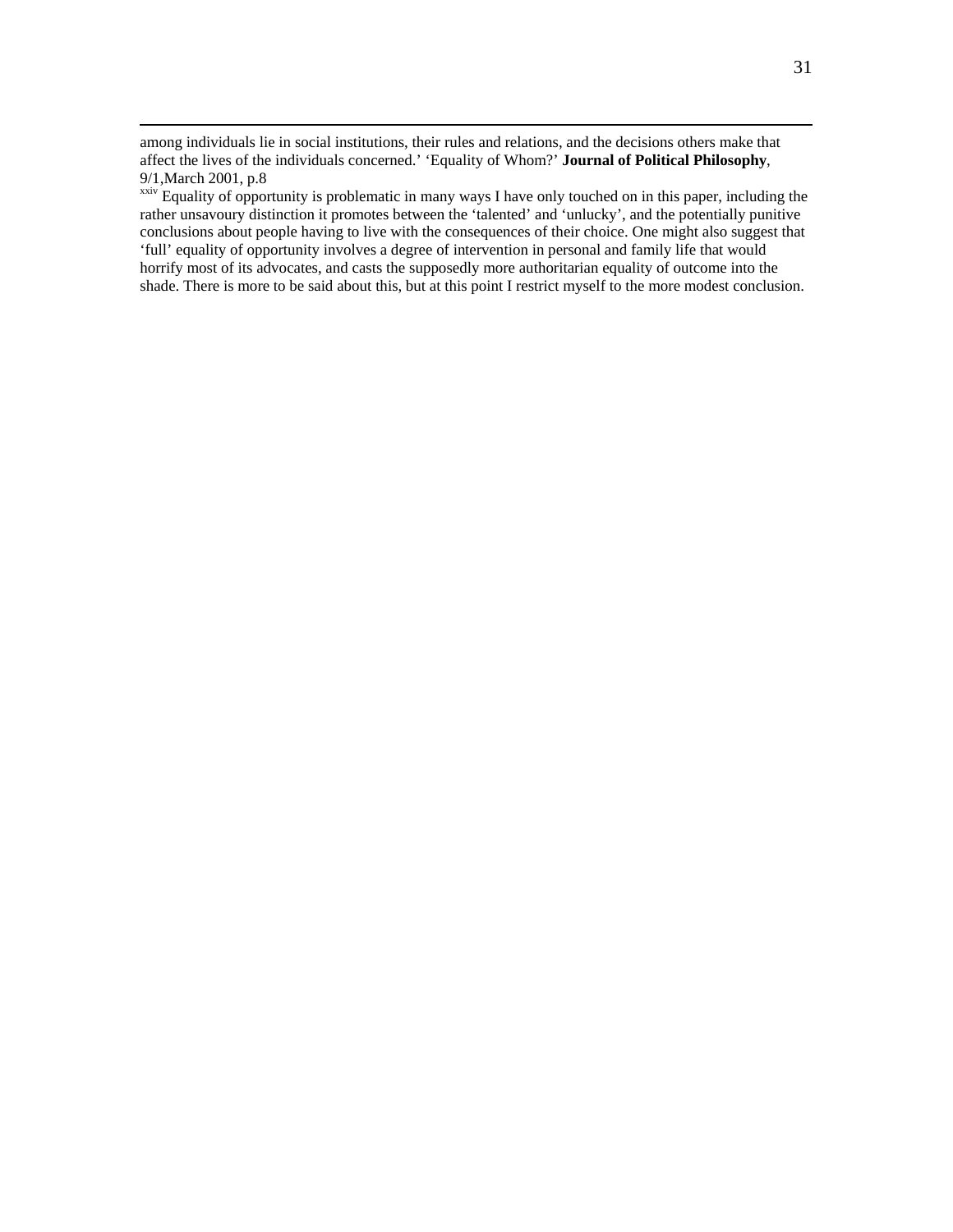among individuals lie in social institutions, their rules and relations, and the decisions others make that affect the lives of the individuals concerned.' 'Equality of Whom?' **Journal of Political Philosophy**, 9/1,March 2001, p.8

[xxiv] Equality of opportunity is problematic in many ways I have only touched on in this paper, including the rather unsavoury distinction it promotes between the 'talented' and 'unlucky', and the potentially punitive conclusions about people having to live with the consequences of their choice. One might also suggest that 'full' equality of opportunity involves a degree of intervention in personal and family life that would horrify most of its advocates, and casts the supposedly more authoritarian equality of outcome into the shade. There is more to be said about this, but at this point I restrict myself to the more modest conclusion.